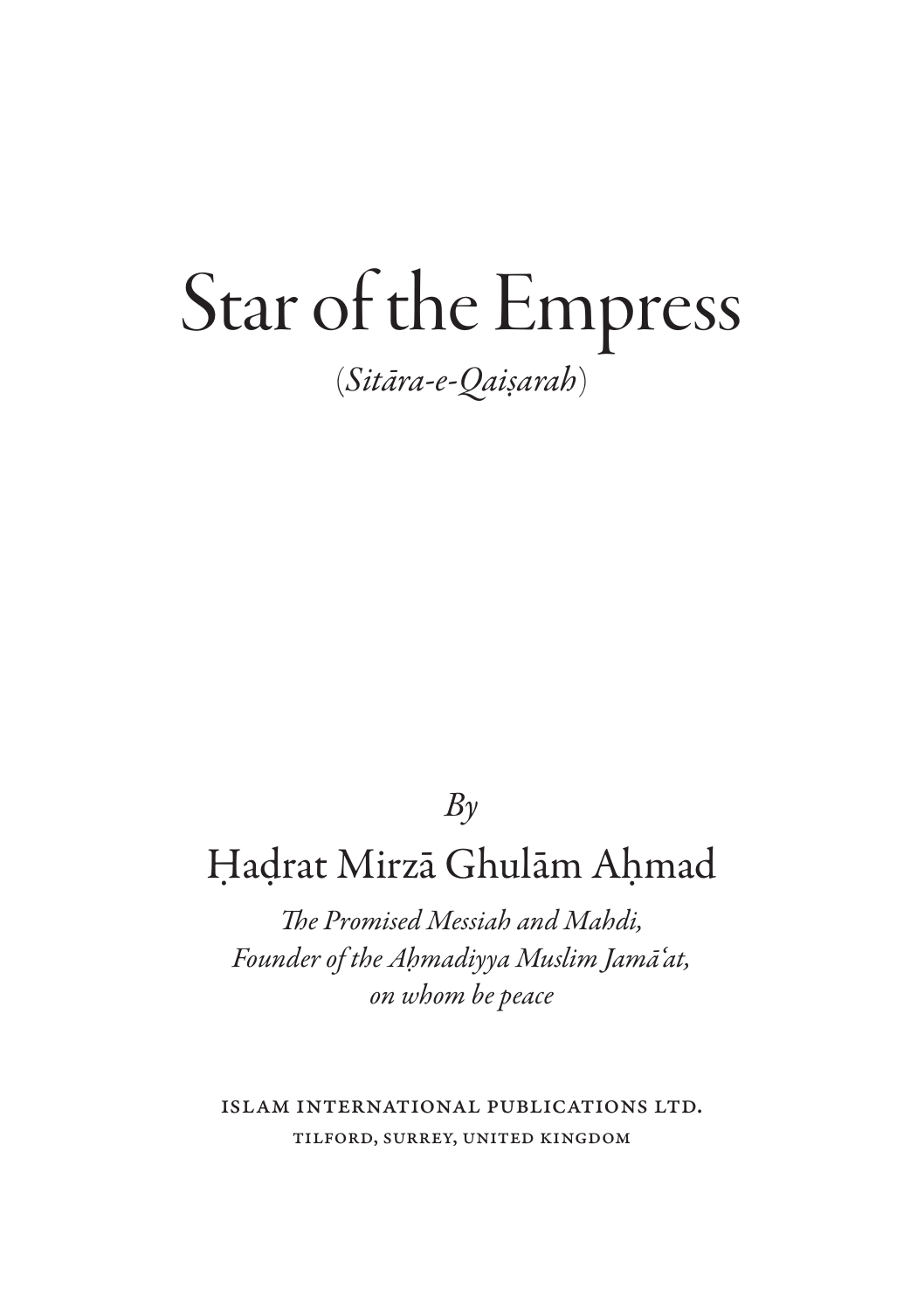# Star of the Empress

(*Sitāra-e-Qaiṣarah*)

*By*

## Ḥaḍrat Mirzā Ghulām Aḥmad

*The Promised Messiah and Mahdi,*
*Founder of the Aḥmadiyya Muslim Jamāʿat,*
*on whom be peace*

ISLAM INTERNATIONAL PUBLICATIONS LTD.
TILFORD, SURREY, UNITED KINGDOM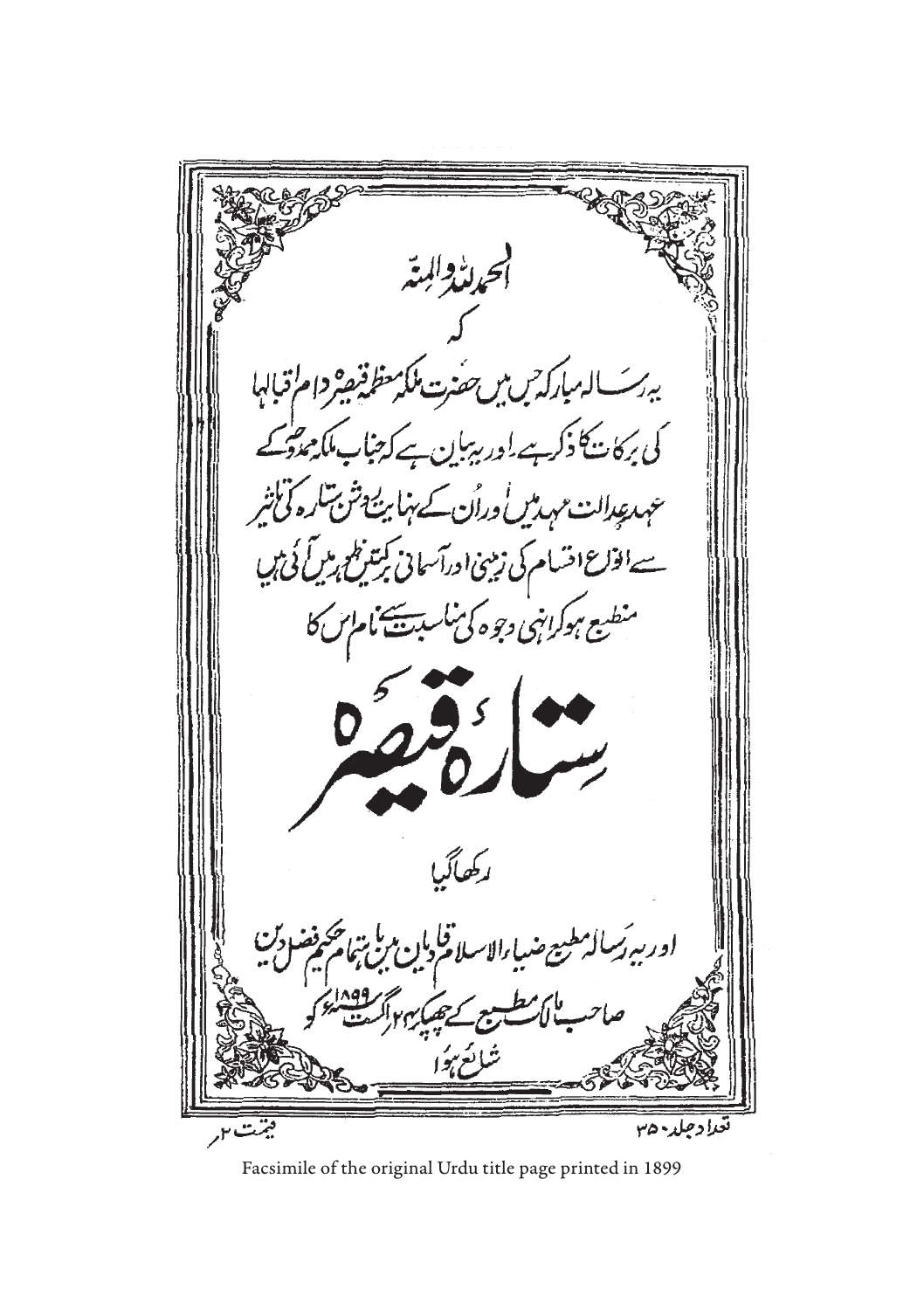الحمد للّٰہ والمنّۃ

کہ

یہ رسالہ مبارکہ جس میں حضرت ملکہ معظمہ قیصرہ دام اقبالہا کی برکات کا ذکر ہے اور یہ بیان ہے کہ جناب ملکہ ممدوحہ کے عہدِ عدالت مہد میں اور اُن کے نہایت روشن ستارہ کی تاثیر سے انواع اقسام کی زمینی اور آسمانی برکتیں ظہور میں آئی ہیں منطبع ہو کر انہی وجوہ کی مناسبت سے نام اس کا

# سِتارۂ قیصرہ

رکھا گیا

اور یہ رسالہ مطبع ضیاء الاسلام قادیان میں باہتمام حکیم فضل دین صاحب مالک مطبع کے چھپ کر ۲۴ اگست ۱۸۹۹ء کو شائع ہوا

قیمت ۲ر

تعداد جلد ۲۵۰

Facsimile of the original Urdu title page printed in 1899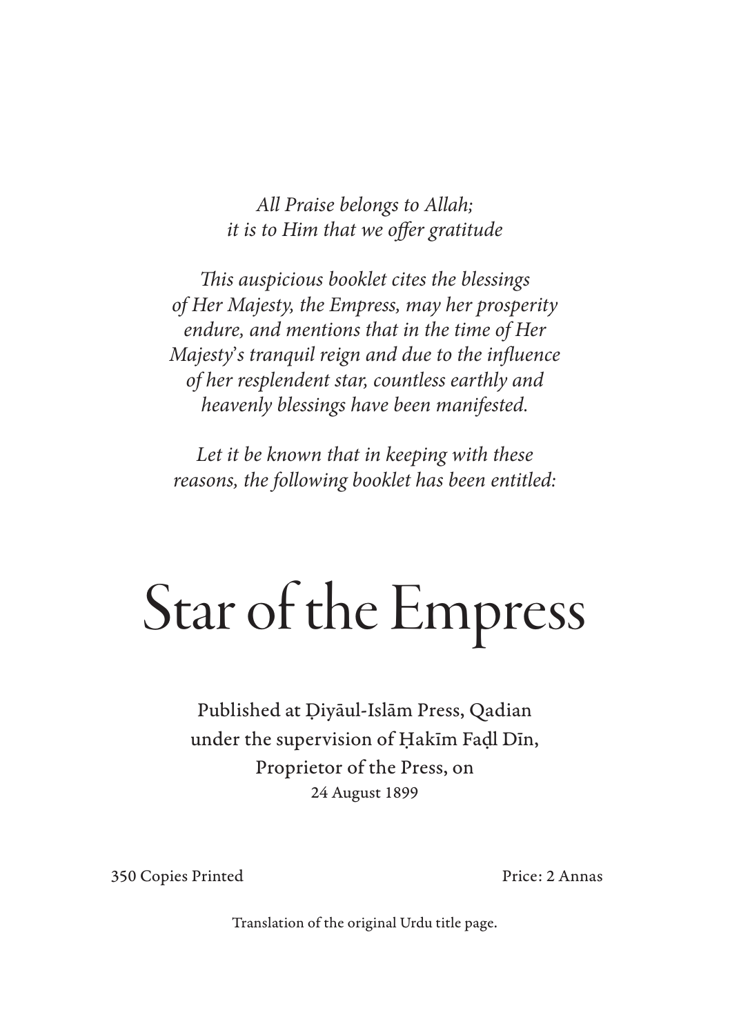*All Praise belongs to Allah;*
*it is to Him that we offer gratitude*

*This auspicious booklet cites the blessings of Her Majesty, the Empress, may her prosperity endure, and mentions that in the time of Her Majesty's tranquil reign and due to the influence of her resplendent star, countless earthly and heavenly blessings have been manifested.*

*Let it be known that in keeping with these reasons, the following booklet has been entitled:*

# Star of the Empress

Published at Ḍiyāul-Islām Press, Qadian
under the supervision of Ḥakīm Faḍl Dīn,
Proprietor of the Press, on
24 August 1899

350 Copies Printed

Price: 2 Annas

Translation of the original Urdu title page.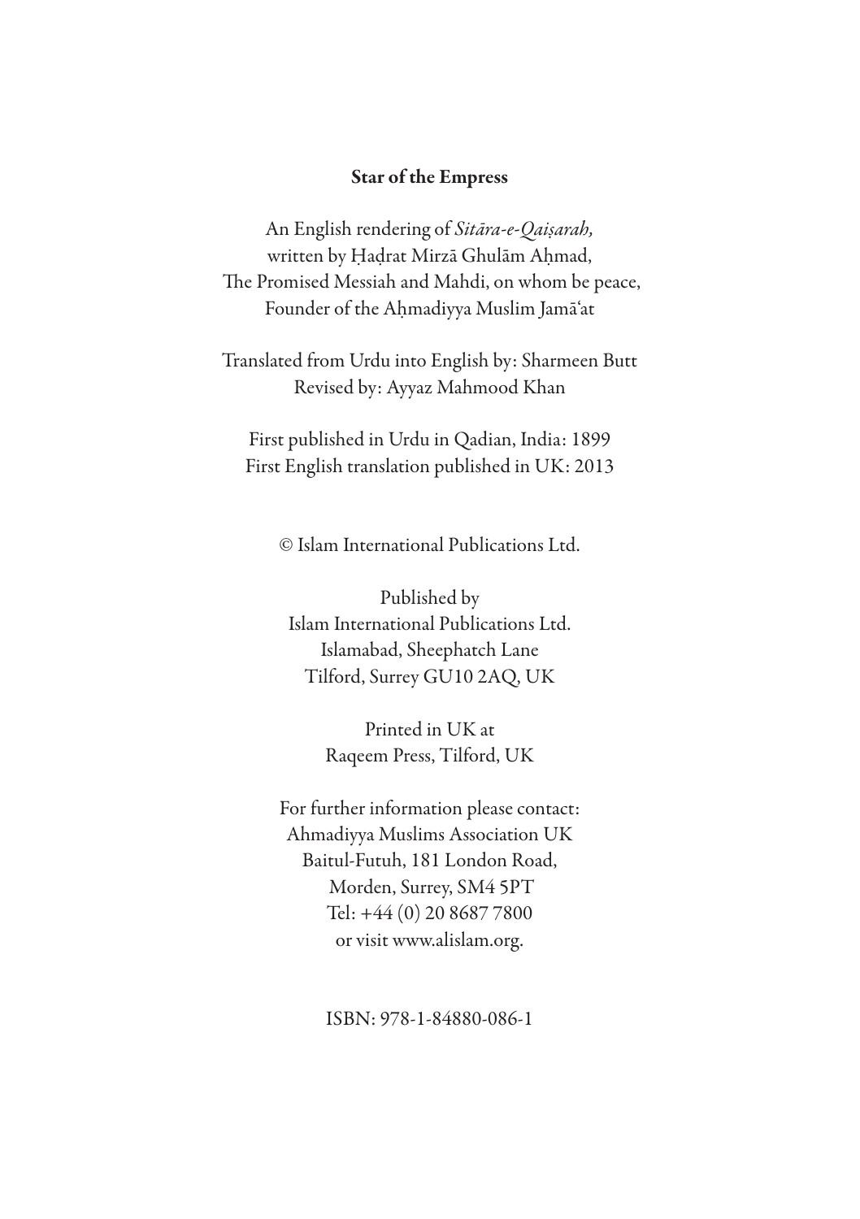**Star of the Empress**

An English rendering of *Sitāra-e-Qaiṣarah,*
written by Ḥaḍrat Mirzā Ghulām Aḥmad,
The Promised Messiah and Mahdi, on whom be peace,
Founder of the Aḥmadiyya Muslim Jamā'at

Translated from Urdu into English by: Sharmeen Butt
Revised by: Ayyaz Mahmood Khan

First published in Urdu in Qadian, India: 1899
First English translation published in UK: 2013

© Islam International Publications Ltd.

Published by
Islam International Publications Ltd.
Islamabad, Sheephatch Lane
Tilford, Surrey GU10 2AQ, UK

Printed in UK at
Raqeem Press, Tilford, UK

For further information please contact:
Ahmadiyya Muslims Association UK
Baitul-Futuh, 181 London Road,
Morden, Surrey, SM4 5PT
Tel: +44 (0) 20 8687 7800
or visit www.alislam.org.

ISBN: 978-1-84880-086-1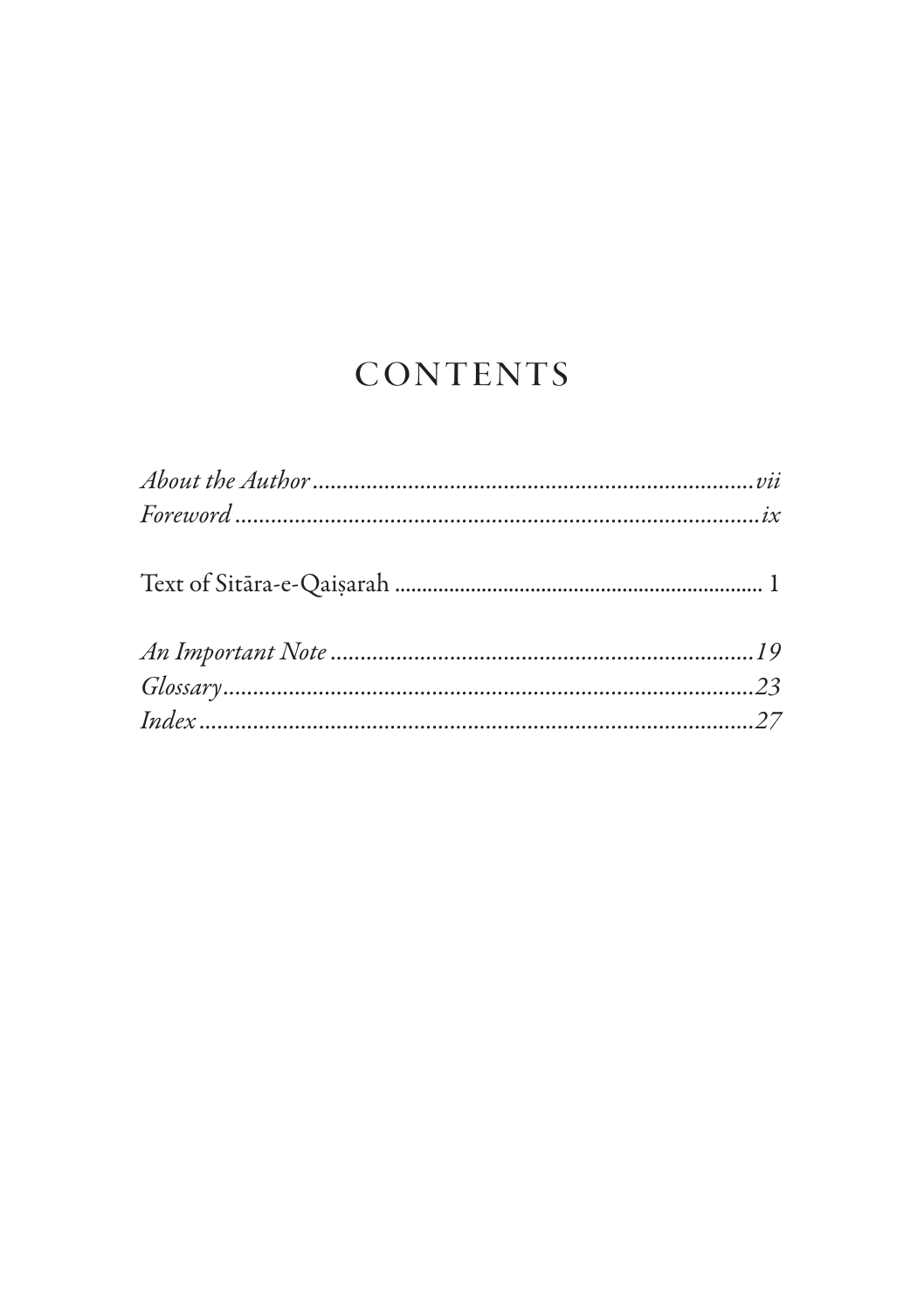# CONTENTS

*About the Author* ........................................................................ *vii*
*Foreword* ........................................................................ *ix*

Text of Sitāra-e-Qaiṣarah ........................................................................ 1

*An Important Note* ........................................................................ *19*
*Glossary* ........................................................................ *23*
*Index* ........................................................................ *27*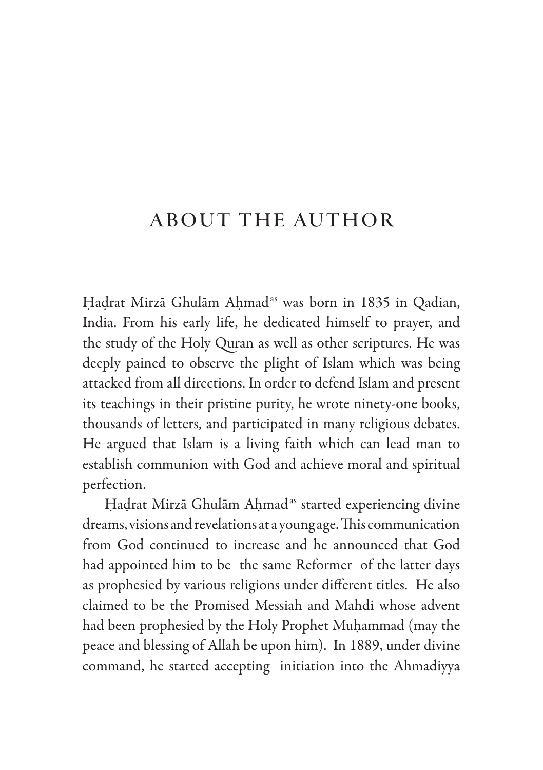# ABOUT THE AUTHOR

Ḥaḍrat Mirzā Ghulām Aḥmad[as] was born in 1835 in Qadian, India. From his early life, he dedicated himself to prayer, and the study of the Holy Quran as well as other scriptures. He was deeply pained to observe the plight of Islam which was being attacked from all directions. In order to defend Islam and present its teachings in their pristine purity, he wrote ninety-one books, thousands of letters, and participated in many religious debates. He argued that Islam is a living faith which can lead man to establish communion with God and achieve moral and spiritual perfection.

Ḥaḍrat Mirzā Ghulām Aḥmad[as] started experiencing divine dreams, visions and revelations at a young age. This communication from God continued to increase and he announced that God had appointed him to be the same Reformer of the latter days as prophesied by various religions under different titles. He also claimed to be the Promised Messiah and Mahdi whose advent had been prophesied by the Holy Prophet Muḥammad (may the peace and blessing of Allah be upon him). In 1889, under divine command, he started accepting initiation into the Ahmadiyya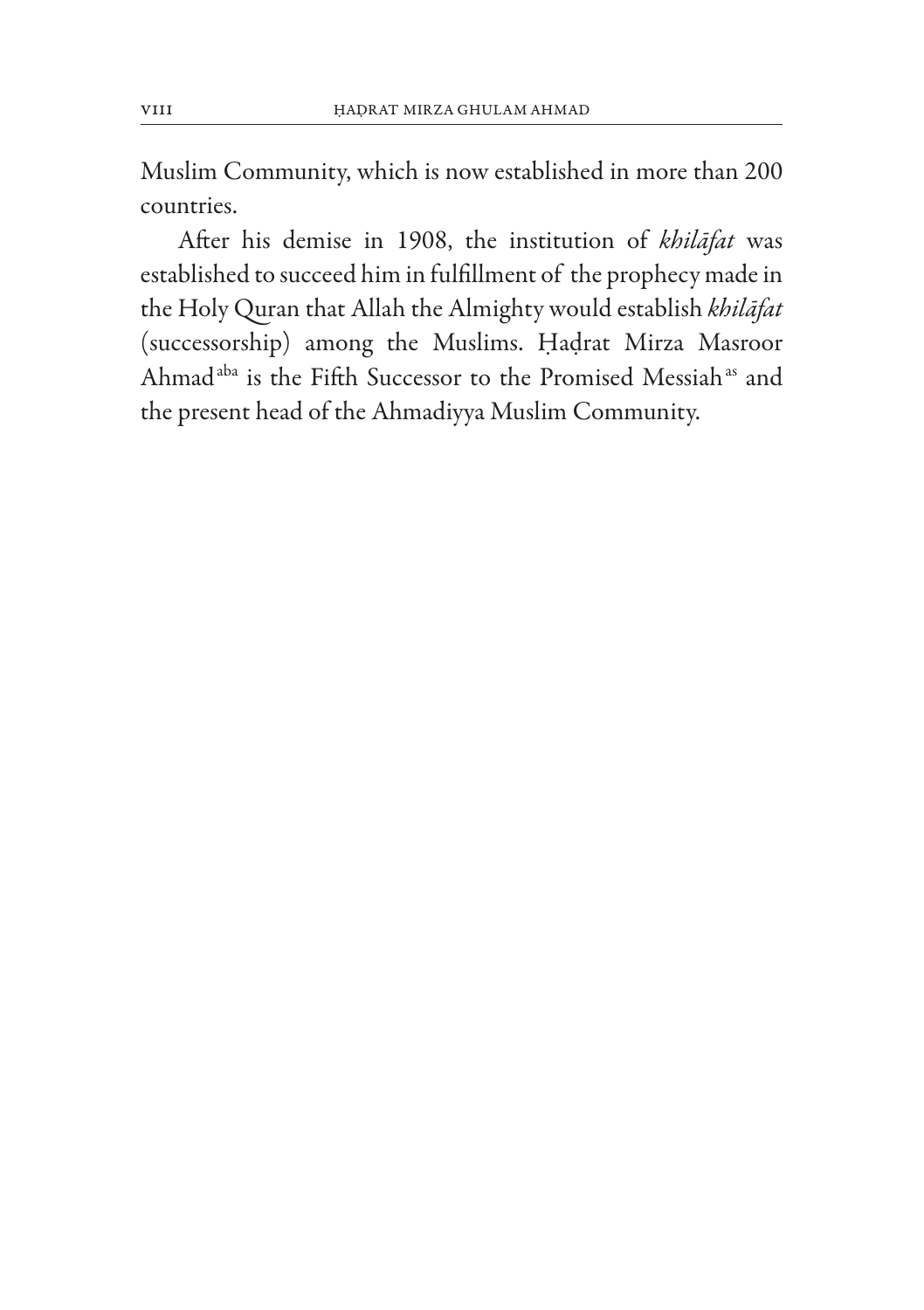Muslim Community, which is now established in more than 200 countries.

After his demise in 1908, the institution of *khilāfat* was established to succeed him in fulfillment of the prophecy made in the Holy Quran that Allah the Almighty would establish *khilāfat* (successorship) among the Muslims. Ḥaḍrat Mirza Masroor Ahmad[aba] is the Fifth Successor to the Promised Messiah[as] and the present head of the Ahmadiyya Muslim Community.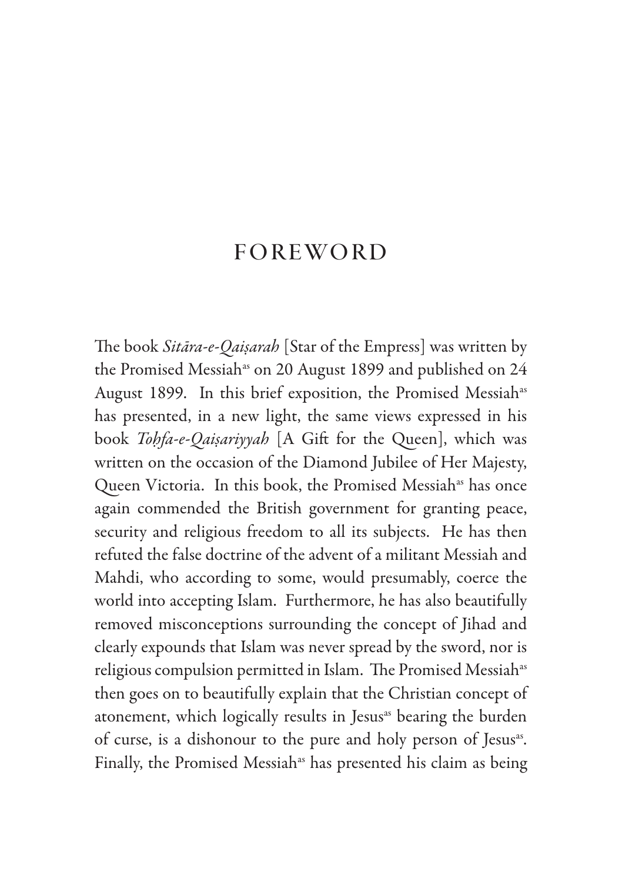# FOREWORD

The book *Sitāra-e-Qaiṣarah* [Star of the Empress] was written by the Promised Messiah[as] on 20 August 1899 and published on 24 August 1899. In this brief exposition, the Promised Messiah[as] has presented, in a new light, the same views expressed in his book *Toḥfa-e-Qaiṣariyyah* [A Gift for the Queen], which was written on the occasion of the Diamond Jubilee of Her Majesty, Queen Victoria. In this book, the Promised Messiah[as] has once again commended the British government for granting peace, security and religious freedom to all its subjects. He has then refuted the false doctrine of the advent of a militant Messiah and Mahdi, who according to some, would presumably, coerce the world into accepting Islam. Furthermore, he has also beautifully removed misconceptions surrounding the concept of Jihad and clearly expounds that Islam was never spread by the sword, nor is religious compulsion permitted in Islam. The Promised Messiah[as] then goes on to beautifully explain that the Christian concept of atonement, which logically results in Jesus[as] bearing the burden of curse, is a dishonour to the pure and holy person of Jesus[as]. Finally, the Promised Messiah[as] has presented his claim as being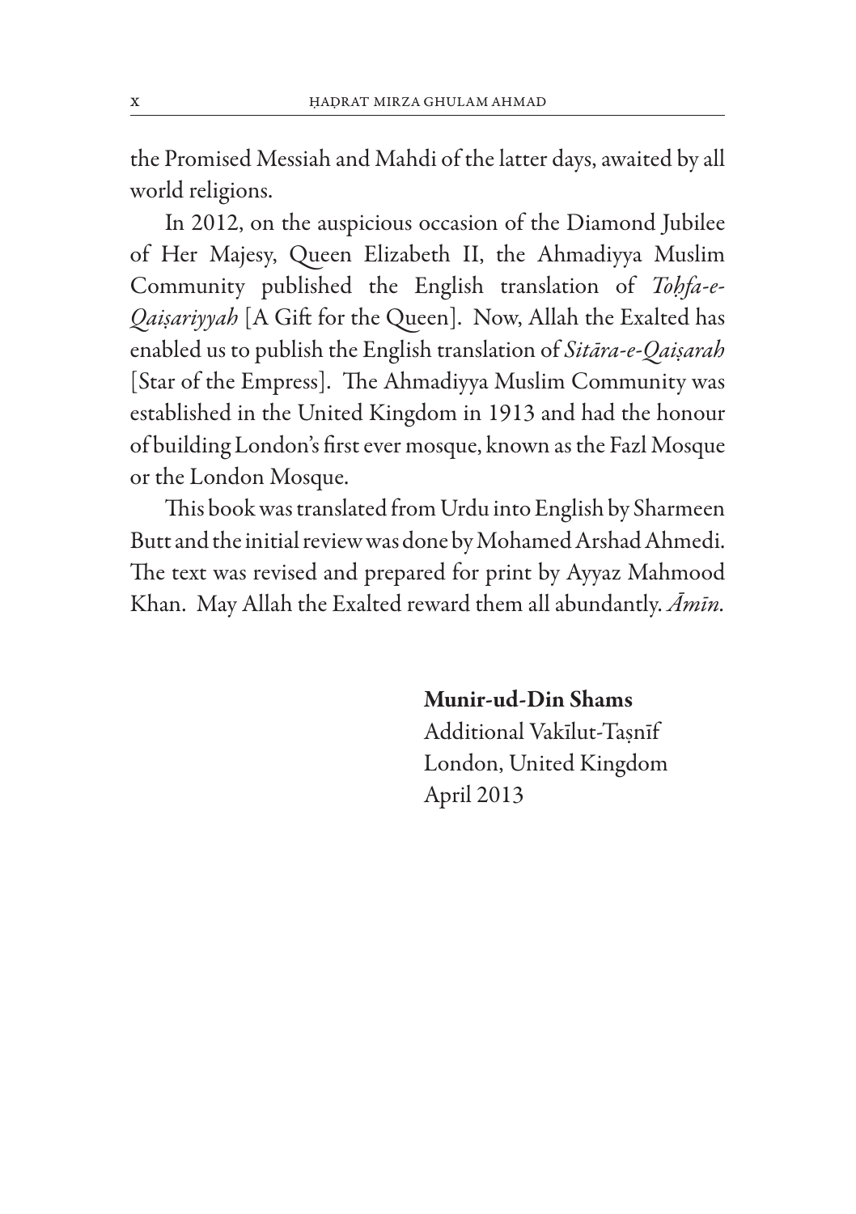the Promised Messiah and Mahdi of the latter days, awaited by all world religions.

In 2012, on the auspicious occasion of the Diamond Jubilee of Her Majesy, Queen Elizabeth II, the Ahmadiyya Muslim Community published the English translation of *Toḥfa-e-Qaiṣariyyah* [A Gift for the Queen]. Now, Allah the Exalted has enabled us to publish the English translation of *Sitāra-e-Qaiṣarah* [Star of the Empress]. The Ahmadiyya Muslim Community was established in the United Kingdom in 1913 and had the honour of building London's first ever mosque, known as the Fazl Mosque or the London Mosque.

This book was translated from Urdu into English by Sharmeen Butt and the initial review was done by Mohamed Arshad Ahmedi. The text was revised and prepared for print by Ayyaz Mahmood Khan. May Allah the Exalted reward them all abundantly. *Āmīn*.

**Munir-ud-Din Shams**
Additional Vakīlut-Taṣnīf
London, United Kingdom
April 2013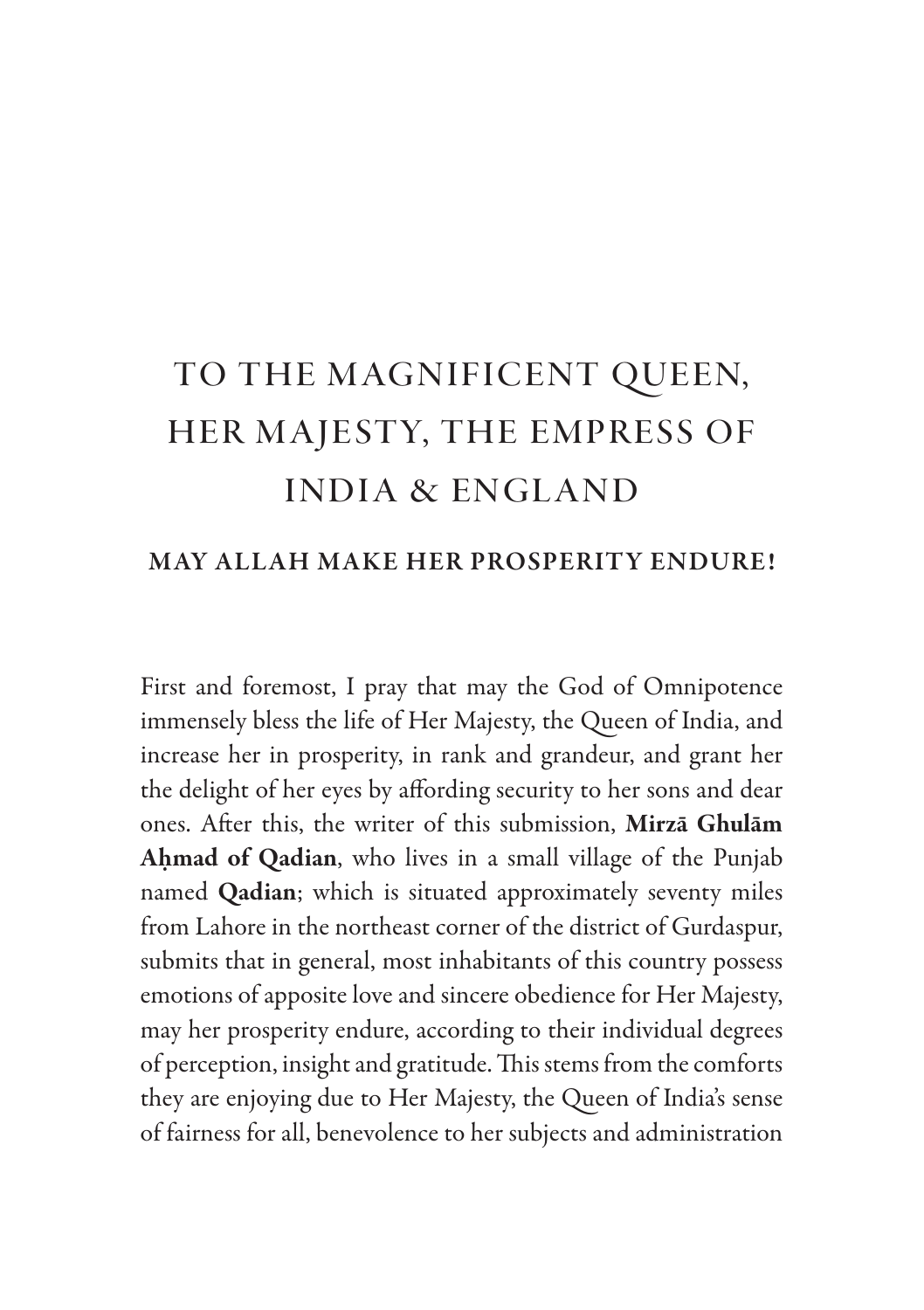# TO THE MAGNIFICENT QUEEN, HER MAJESTY, THE EMPRESS OF INDIA & ENGLAND

## MAY ALLAH MAKE HER PROSPERITY ENDURE!

First and foremost, I pray that may the God of Omnipotence immensely bless the life of Her Majesty, the Queen of India, and increase her in prosperity, in rank and grandeur, and grant her the delight of her eyes by affording security to her sons and dear ones. After this, the writer of this submission, **Mirzā Ghulām Aḥmad of Qadian**, who lives in a small village of the Punjab named **Qadian**; which is situated approximately seventy miles from Lahore in the northeast corner of the district of Gurdaspur, submits that in general, most inhabitants of this country possess emotions of apposite love and sincere obedience for Her Majesty, may her prosperity endure, according to their individual degrees of perception, insight and gratitude. This stems from the comforts they are enjoying due to Her Majesty, the Queen of India's sense of fairness for all, benevolence to her subjects and administration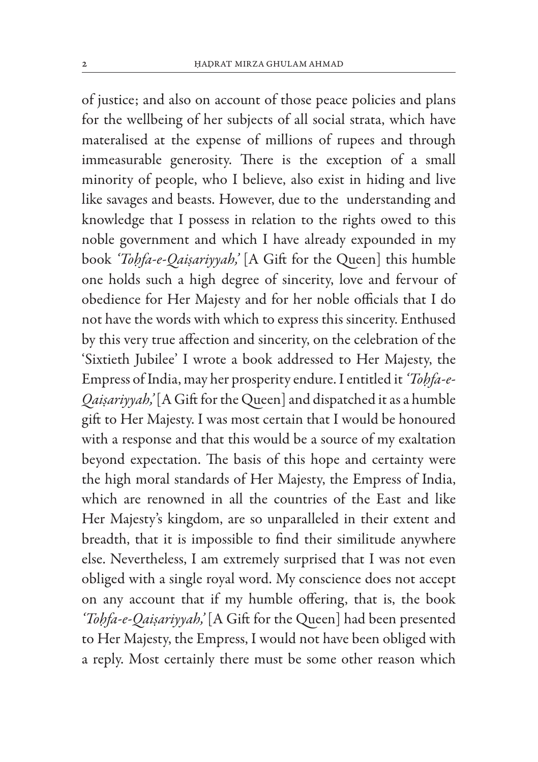of justice; and also on account of those peace policies and plans for the wellbeing of her subjects of all social strata, which have materalised at the expense of millions of rupees and through immeasurable generosity. There is the exception of a small minority of people, who I believe, also exist in hiding and live like savages and beasts. However, due to the understanding and knowledge that I possess in relation to the rights owed to this noble government and which I have already expounded in my book *'Toḥfa-e-Qaiṣariyyah,'* [A Gift for the Queen] this humble one holds such a high degree of sincerity, love and fervour of obedience for Her Majesty and for her noble officials that I do not have the words with which to express this sincerity. Enthused by this very true affection and sincerity, on the celebration of the 'Sixtieth Jubilee' I wrote a book addressed to Her Majesty, the Empress of India, may her prosperity endure. I entitled it *'Toḥfa-e-Qaiṣariyyah,'* [A Gift for the Queen] and dispatched it as a humble gift to Her Majesty. I was most certain that I would be honoured with a response and that this would be a source of my exaltation beyond expectation. The basis of this hope and certainty were the high moral standards of Her Majesty, the Empress of India, which are renowned in all the countries of the East and like Her Majesty's kingdom, are so unparalleled in their extent and breadth, that it is impossible to find their similitude anywhere else. Nevertheless, I am extremely surprised that I was not even obliged with a single royal word. My conscience does not accept on any account that if my humble offering, that is, the book *'Toḥfa-e-Qaiṣariyyah,'* [A Gift for the Queen] had been presented to Her Majesty, the Empress, I would not have been obliged with a reply. Most certainly there must be some other reason which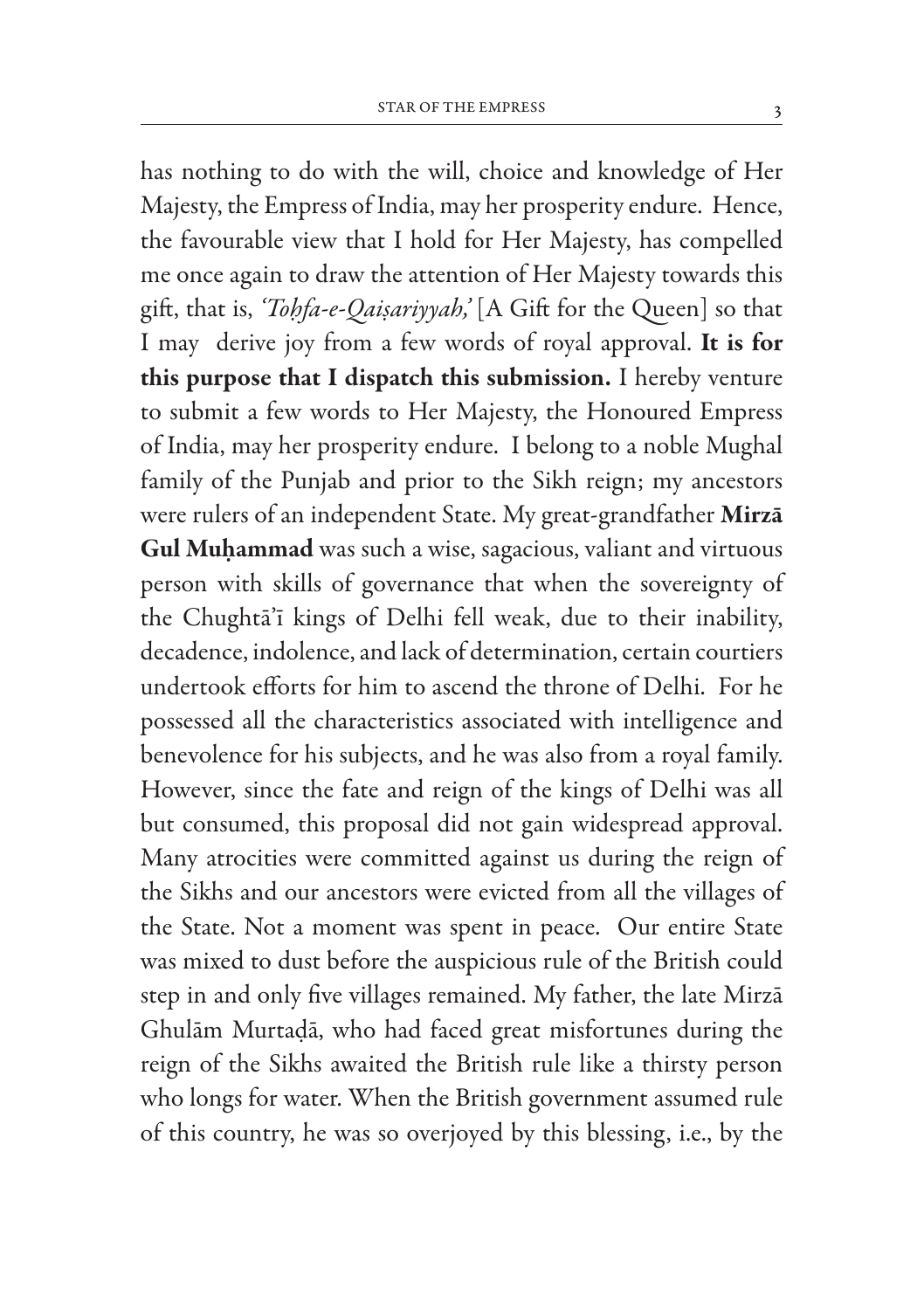has nothing to do with the will, choice and knowledge of Her Majesty, the Empress of India, may her prosperity endure. Hence, the favourable view that I hold for Her Majesty, has compelled me once again to draw the attention of Her Majesty towards this gift, that is, *'Toḥfa-e-Qaiṣariyyah,'* [A Gift for the Queen] so that I may derive joy from a few words of royal approval. **It is for this purpose that I dispatch this submission.** I hereby venture to submit a few words to Her Majesty, the Honoured Empress of India, may her prosperity endure. I belong to a noble Mughal family of the Punjab and prior to the Sikh reign; my ancestors were rulers of an independent State. My great-grandfather **Mirzā Gul Muḥammad** was such a wise, sagacious, valiant and virtuous person with skills of governance that when the sovereignty of the Chughtā'ī kings of Delhi fell weak, due to their inability, decadence, indolence, and lack of determination, certain courtiers undertook efforts for him to ascend the throne of Delhi. For he possessed all the characteristics associated with intelligence and benevolence for his subjects, and he was also from a royal family. However, since the fate and reign of the kings of Delhi was all but consumed, this proposal did not gain widespread approval. Many atrocities were committed against us during the reign of the Sikhs and our ancestors were evicted from all the villages of the State. Not a moment was spent in peace. Our entire State was mixed to dust before the auspicious rule of the British could step in and only five villages remained. My father, the late Mirzā Ghulām Murtaḍā, who had faced great misfortunes during the reign of the Sikhs awaited the British rule like a thirsty person who longs for water. When the British government assumed rule of this country, he was so overjoyed by this blessing, i.e., by the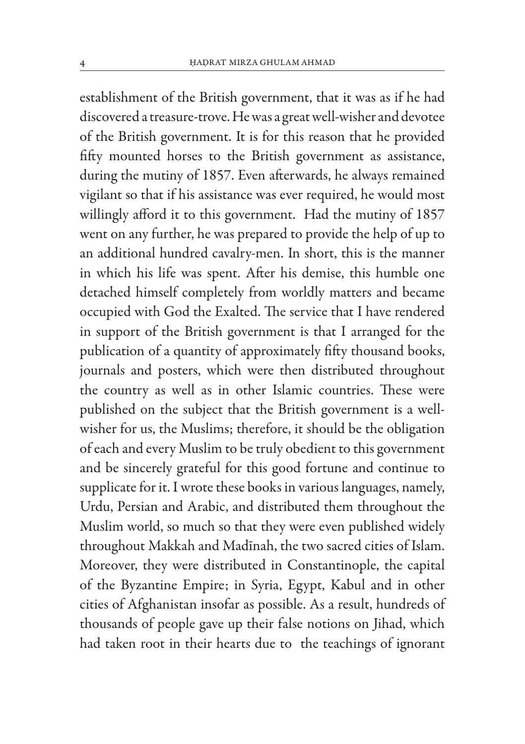establishment of the British government, that it was as if he had discovered a treasure-trove. He was a great well-wisher and devotee of the British government. It is for this reason that he provided fifty mounted horses to the British government as assistance, during the mutiny of 1857. Even afterwards, he always remained vigilant so that if his assistance was ever required, he would most willingly afford it to this government. Had the mutiny of 1857 went on any further, he was prepared to provide the help of up to an additional hundred cavalry-men. In short, this is the manner in which his life was spent. After his demise, this humble one detached himself completely from worldly matters and became occupied with God the Exalted. The service that I have rendered in support of the British government is that I arranged for the publication of a quantity of approximately fifty thousand books, journals and posters, which were then distributed throughout the country as well as in other Islamic countries. These were published on the subject that the British government is a well-wisher for us, the Muslims; therefore, it should be the obligation of each and every Muslim to be truly obedient to this government and be sincerely grateful for this good fortune and continue to supplicate for it. I wrote these books in various languages, namely, Urdu, Persian and Arabic, and distributed them throughout the Muslim world, so much so that they were even published widely throughout Makkah and Madīnah, the two sacred cities of Islam. Moreover, they were distributed in Constantinople, the capital of the Byzantine Empire; in Syria, Egypt, Kabul and in other cities of Afghanistan insofar as possible. As a result, hundreds of thousands of people gave up their false notions on Jihad, which had taken root in their hearts due to the teachings of ignorant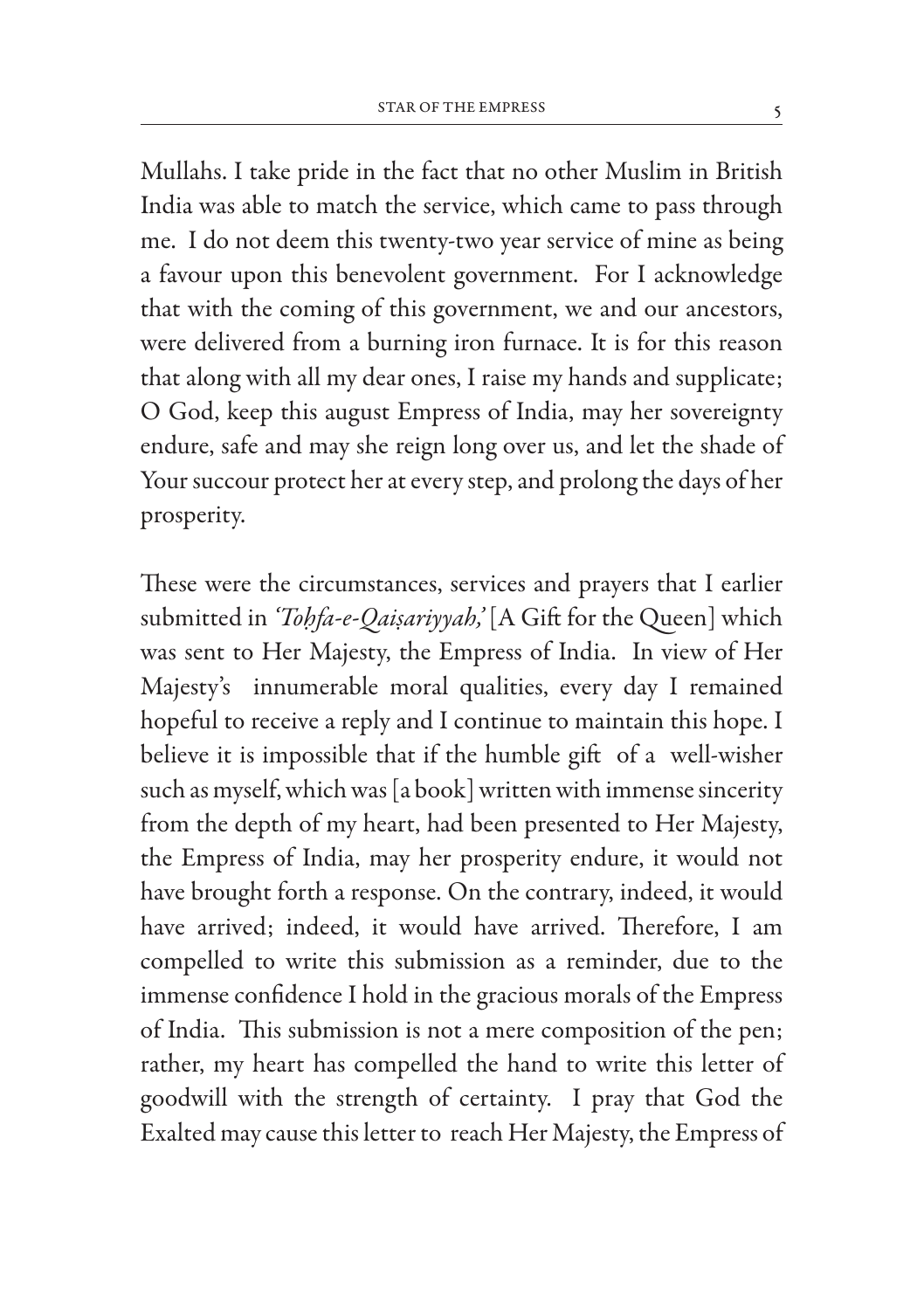Mullahs. I take pride in the fact that no other Muslim in British India was able to match the service, which came to pass through me. I do not deem this twenty-two year service of mine as being a favour upon this benevolent government. For I acknowledge that with the coming of this government, we and our ancestors, were delivered from a burning iron furnace. It is for this reason that along with all my dear ones, I raise my hands and supplicate; O God, keep this august Empress of India, may her sovereignty endure, safe and may she reign long over us, and let the shade of Your succour protect her at every step, and prolong the days of her prosperity.

These were the circumstances, services and prayers that I earlier submitted in *'Toḥfa-e-Qaiṣariyyah,'* [A Gift for the Queen] which was sent to Her Majesty, the Empress of India. In view of Her Majesty's innumerable moral qualities, every day I remained hopeful to receive a reply and I continue to maintain this hope. I believe it is impossible that if the humble gift of a well-wisher such as myself, which was [a book] written with immense sincerity from the depth of my heart, had been presented to Her Majesty, the Empress of India, may her prosperity endure, it would not have brought forth a response. On the contrary, indeed, it would have arrived; indeed, it would have arrived. Therefore, I am compelled to write this submission as a reminder, due to the immense confidence I hold in the gracious morals of the Empress of India. This submission is not a mere composition of the pen; rather, my heart has compelled the hand to write this letter of goodwill with the strength of certainty. I pray that God the Exalted may cause this letter to reach Her Majesty, the Empress of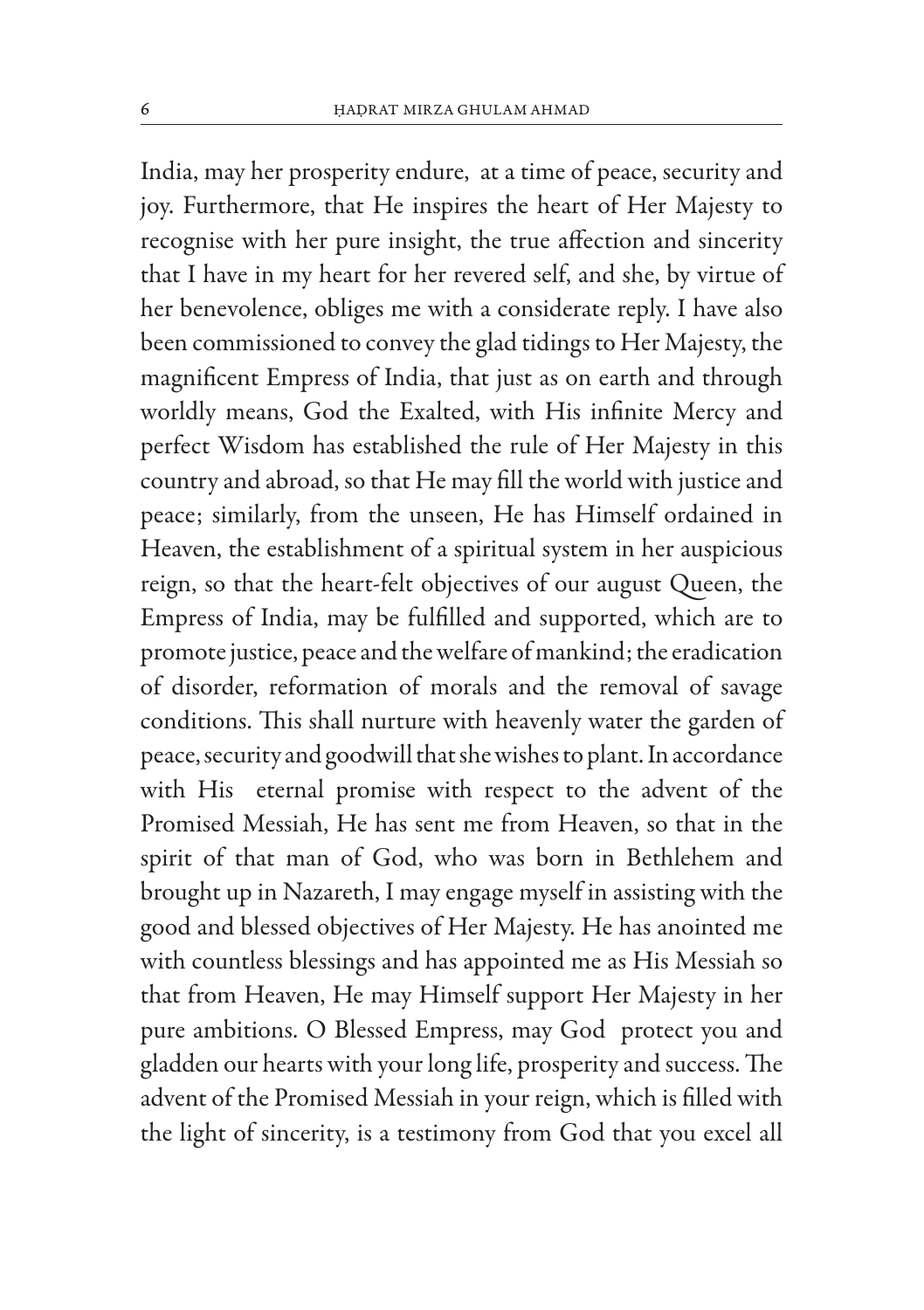India, may her prosperity endure, at a time of peace, security and joy. Furthermore, that He inspires the heart of Her Majesty to recognise with her pure insight, the true affection and sincerity that I have in my heart for her revered self, and she, by virtue of her benevolence, obliges me with a considerate reply. I have also been commissioned to convey the glad tidings to Her Majesty, the magnificent Empress of India, that just as on earth and through worldly means, God the Exalted, with His infinite Mercy and perfect Wisdom has established the rule of Her Majesty in this country and abroad, so that He may fill the world with justice and peace; similarly, from the unseen, He has Himself ordained in Heaven, the establishment of a spiritual system in her auspicious reign, so that the heart-felt objectives of our august Queen, the Empress of India, may be fulfilled and supported, which are to promote justice, peace and the welfare of mankind; the eradication of disorder, reformation of morals and the removal of savage conditions. This shall nurture with heavenly water the garden of peace, security and goodwill that she wishes to plant. In accordance with His eternal promise with respect to the advent of the Promised Messiah, He has sent me from Heaven, so that in the spirit of that man of God, who was born in Bethlehem and brought up in Nazareth, I may engage myself in assisting with the good and blessed objectives of Her Majesty. He has anointed me with countless blessings and has appointed me as His Messiah so that from Heaven, He may Himself support Her Majesty in her pure ambitions. O Blessed Empress, may God protect you and gladden our hearts with your long life, prosperity and success. The advent of the Promised Messiah in your reign, which is filled with the light of sincerity, is a testimony from God that you excel all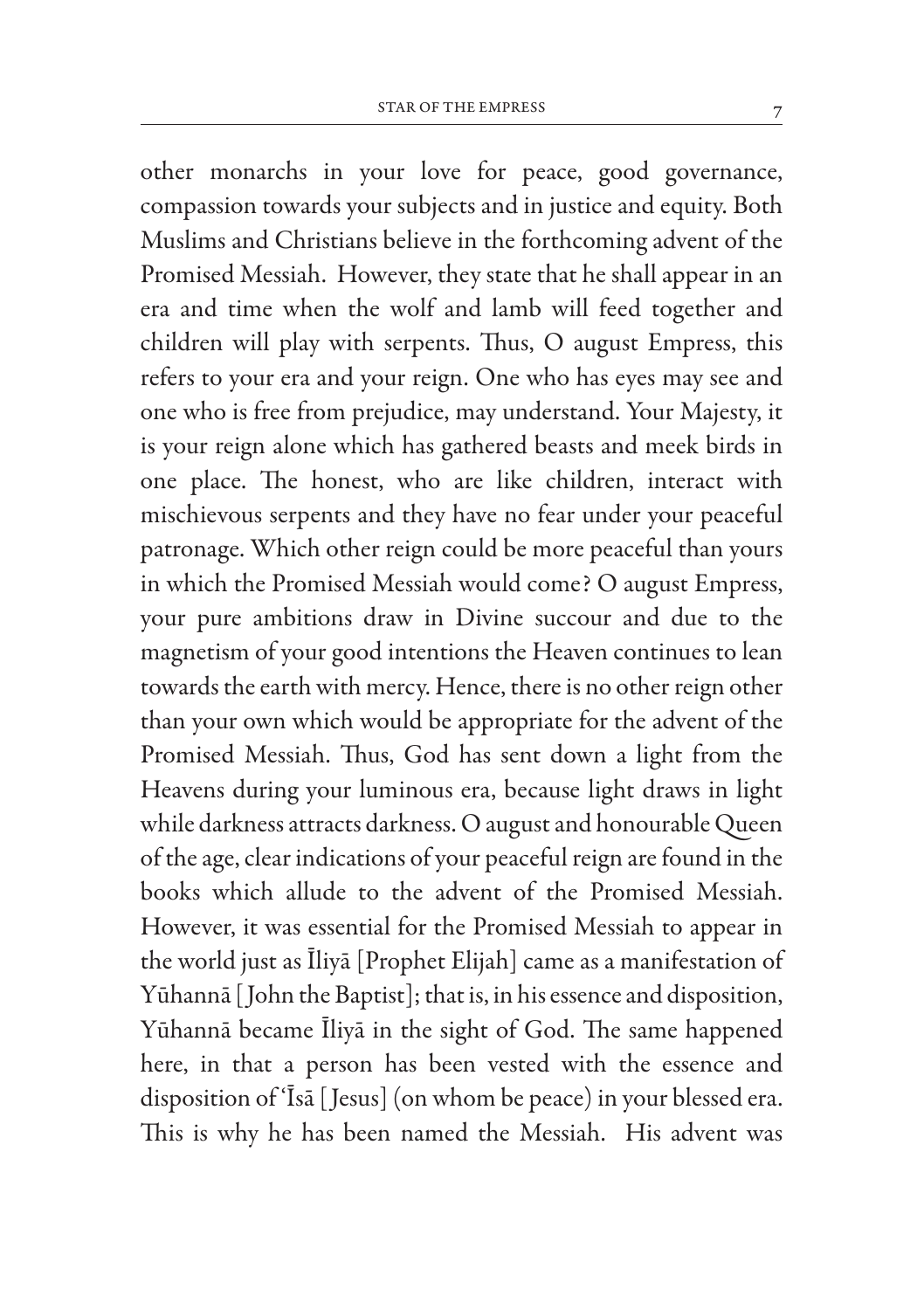other monarchs in your love for peace, good governance, compassion towards your subjects and in justice and equity. Both Muslims and Christians believe in the forthcoming advent of the Promised Messiah. However, they state that he shall appear in an era and time when the wolf and lamb will feed together and children will play with serpents. Thus, O august Empress, this refers to your era and your reign. One who has eyes may see and one who is free from prejudice, may understand. Your Majesty, it is your reign alone which has gathered beasts and meek birds in one place. The honest, who are like children, interact with mischievous serpents and they have no fear under your peaceful patronage. Which other reign could be more peaceful than yours in which the Promised Messiah would come? O august Empress, your pure ambitions draw in Divine succour and due to the magnetism of your good intentions the Heaven continues to lean towards the earth with mercy. Hence, there is no other reign other than your own which would be appropriate for the advent of the Promised Messiah. Thus, God has sent down a light from the Heavens during your luminous era, because light draws in light while darkness attracts darkness. O august and honourable Queen of the age, clear indications of your peaceful reign are found in the books which allude to the advent of the Promised Messiah. However, it was essential for the Promised Messiah to appear in the world just as Īliyā [Prophet Elijah] came as a manifestation of Yūhannā [John the Baptist]; that is, in his essence and disposition, Yūhannā became Īliyā in the sight of God. The same happened here, in that a person has been vested with the essence and disposition of ʿĪsā [Jesus] (on whom be peace) in your blessed era. This is why he has been named the Messiah. His advent was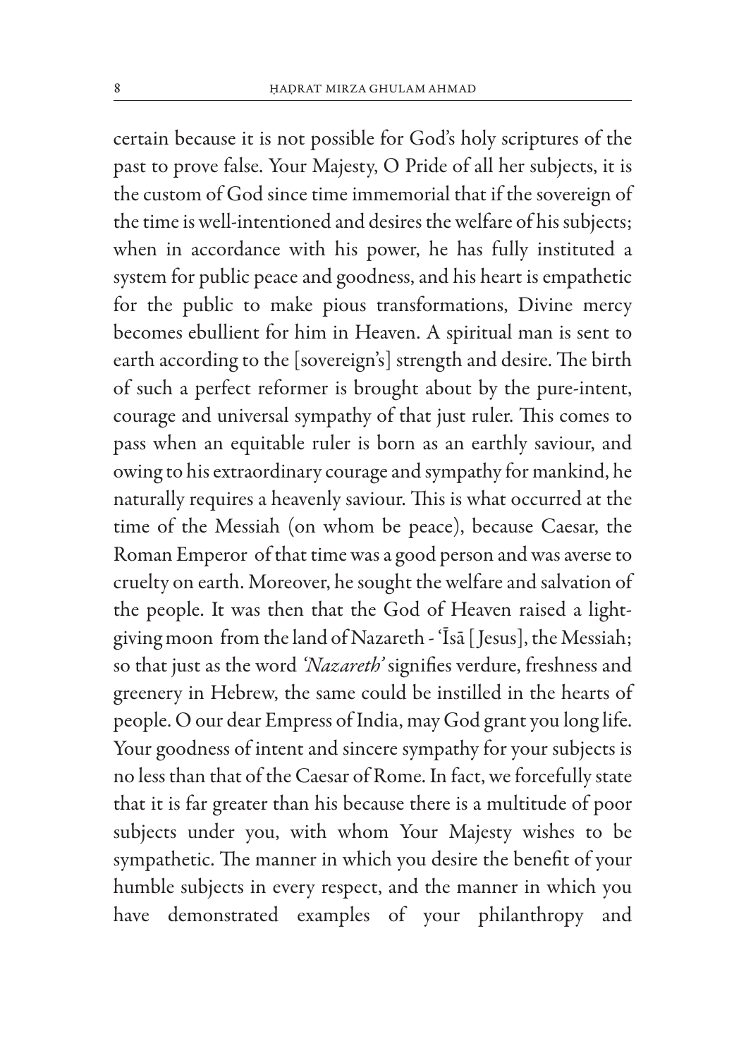certain because it is not possible for God's holy scriptures of the past to prove false. Your Majesty, O Pride of all her subjects, it is the custom of God since time immemorial that if the sovereign of the time is well-intentioned and desires the welfare of his subjects; when in accordance with his power, he has fully instituted a system for public peace and goodness, and his heart is empathetic for the public to make pious transformations, Divine mercy becomes ebullient for him in Heaven. A spiritual man is sent to earth according to the [sovereign's] strength and desire. The birth of such a perfect reformer is brought about by the pure-intent, courage and universal sympathy of that just ruler. This comes to pass when an equitable ruler is born as an earthly saviour, and owing to his extraordinary courage and sympathy for mankind, he naturally requires a heavenly saviour. This is what occurred at the time of the Messiah (on whom be peace), because Caesar, the Roman Emperor of that time was a good person and was averse to cruelty on earth. Moreover, he sought the welfare and salvation of the people. It was then that the God of Heaven raised a light-giving moon from the land of Nazareth - 'Īsā [Jesus], the Messiah; so that just as the word *'Nazareth'* signifies verdure, freshness and greenery in Hebrew, the same could be instilled in the hearts of people. O our dear Empress of India, may God grant you long life. Your goodness of intent and sincere sympathy for your subjects is no less than that of the Caesar of Rome. In fact, we forcefully state that it is far greater than his because there is a multitude of poor subjects under you, with whom Your Majesty wishes to be sympathetic. The manner in which you desire the benefit of your humble subjects in every respect, and the manner in which you have demonstrated examples of your philanthropy and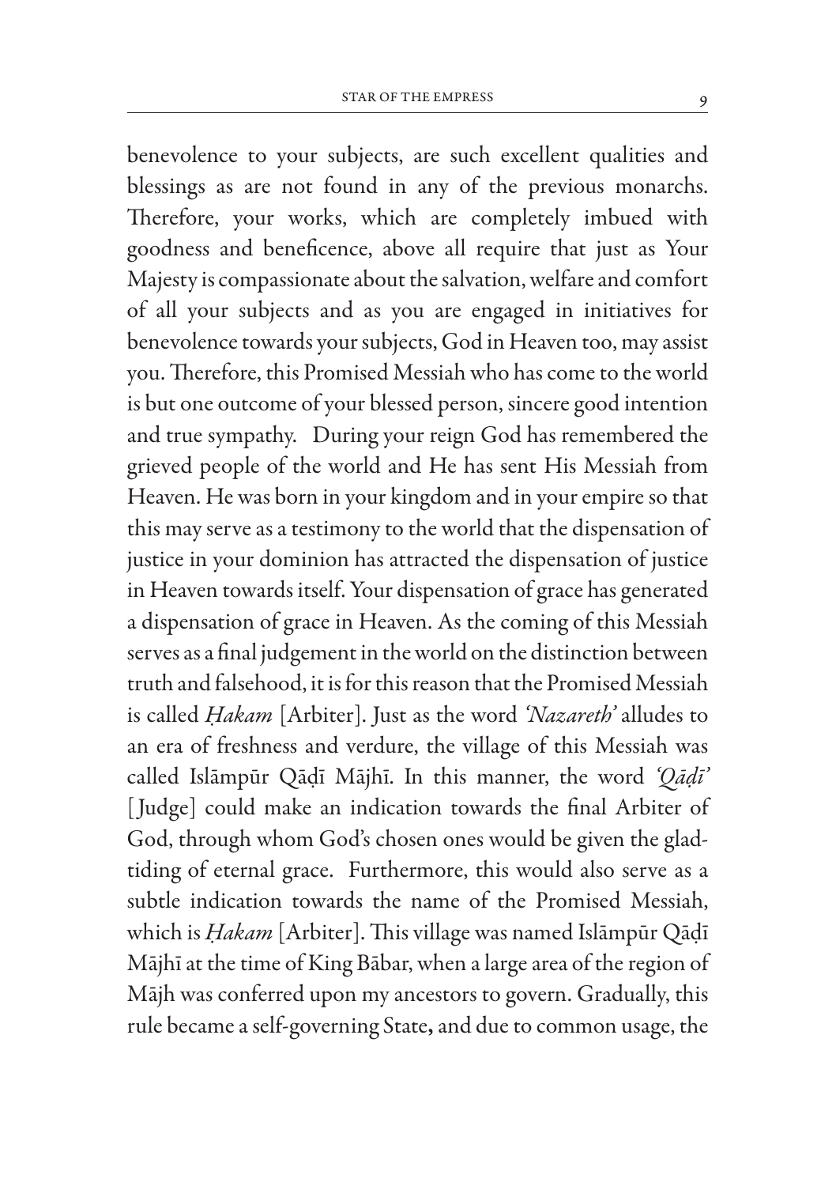benevolence to your subjects, are such excellent qualities and blessings as are not found in any of the previous monarchs. Therefore, your works, which are completely imbued with goodness and beneficence, above all require that just as Your Majesty is compassionate about the salvation, welfare and comfort of all your subjects and as you are engaged in initiatives for benevolence towards your subjects, God in Heaven too, may assist you. Therefore, this Promised Messiah who has come to the world is but one outcome of your blessed person, sincere good intention and true sympathy. During your reign God has remembered the grieved people of the world and He has sent His Messiah from Heaven. He was born in your kingdom and in your empire so that this may serve as a testimony to the world that the dispensation of justice in your dominion has attracted the dispensation of justice in Heaven towards itself. Your dispensation of grace has generated a dispensation of grace in Heaven. As the coming of this Messiah serves as a final judgement in the world on the distinction between truth and falsehood, it is for this reason that the Promised Messiah is called *Ḥakam* [Arbiter]. Just as the word *'Nazareth'* alludes to an era of freshness and verdure, the village of this Messiah was called Islāmpūr Qāḍī Mājhī. In this manner, the word *'Qāḍī'* [Judge] could make an indication towards the final Arbiter of God, through whom God's chosen ones would be given the glad-tiding of eternal grace. Furthermore, this would also serve as a subtle indication towards the name of the Promised Messiah, which is *Ḥakam* [Arbiter]. This village was named Islāmpūr Qāḍī Mājhī at the time of King Bābar, when a large area of the region of Mājh was conferred upon my ancestors to govern. Gradually, this rule became a self-governing State, and due to common usage, the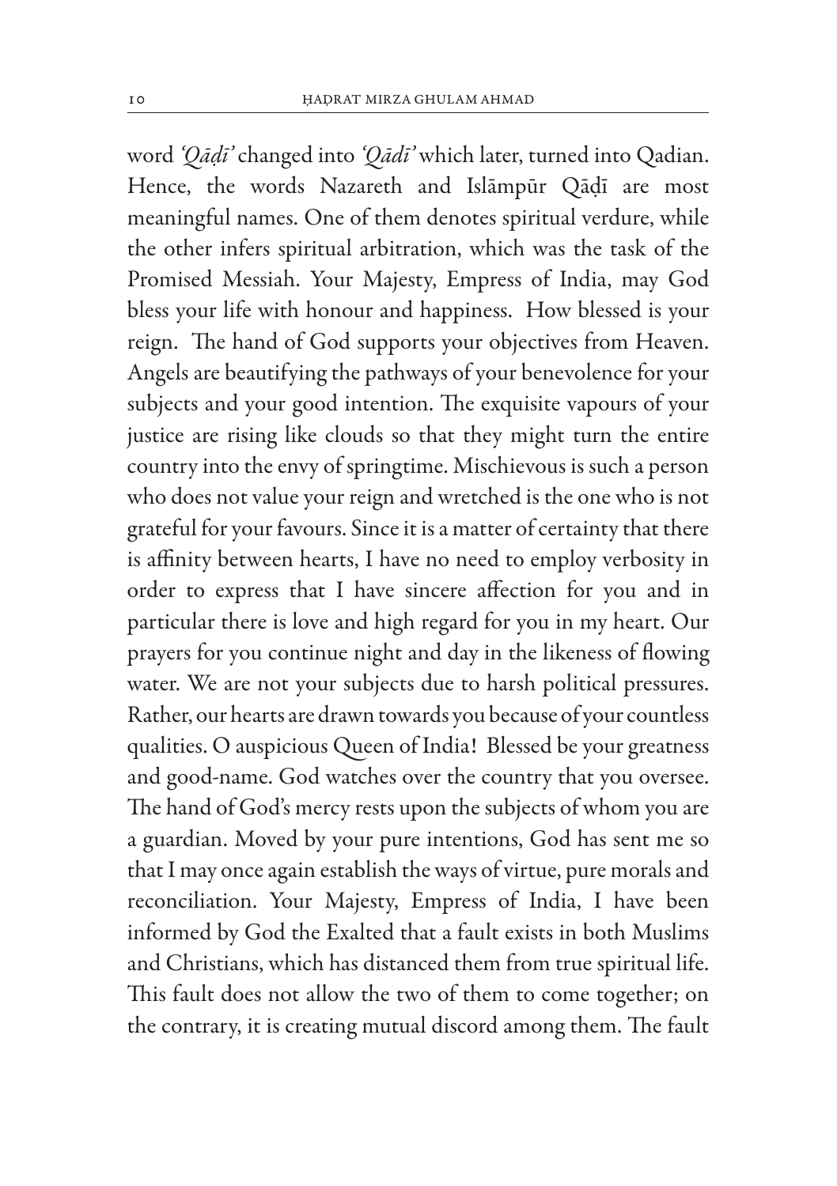word *'Qāḍī'* changed into *'Qādī'* which later, turned into Qadian. Hence, the words Nazareth and Islāmpūr Qāḍī are most meaningful names. One of them denotes spiritual verdure, while the other infers spiritual arbitration, which was the task of the Promised Messiah. Your Majesty, Empress of India, may God bless your life with honour and happiness. How blessed is your reign. The hand of God supports your objectives from Heaven. Angels are beautifying the pathways of your benevolence for your subjects and your good intention. The exquisite vapours of your justice are rising like clouds so that they might turn the entire country into the envy of springtime. Mischievous is such a person who does not value your reign and wretched is the one who is not grateful for your favours. Since it is a matter of certainty that there is affinity between hearts, I have no need to employ verbosity in order to express that I have sincere affection for you and in particular there is love and high regard for you in my heart. Our prayers for you continue night and day in the likeness of flowing water. We are not your subjects due to harsh political pressures. Rather, our hearts are drawn towards you because of your countless qualities. O auspicious Queen of India! Blessed be your greatness and good-name. God watches over the country that you oversee. The hand of God's mercy rests upon the subjects of whom you are a guardian. Moved by your pure intentions, God has sent me so that I may once again establish the ways of virtue, pure morals and reconciliation. Your Majesty, Empress of India, I have been informed by God the Exalted that a fault exists in both Muslims and Christians, which has distanced them from true spiritual life. This fault does not allow the two of them to come together; on the contrary, it is creating mutual discord among them. The fault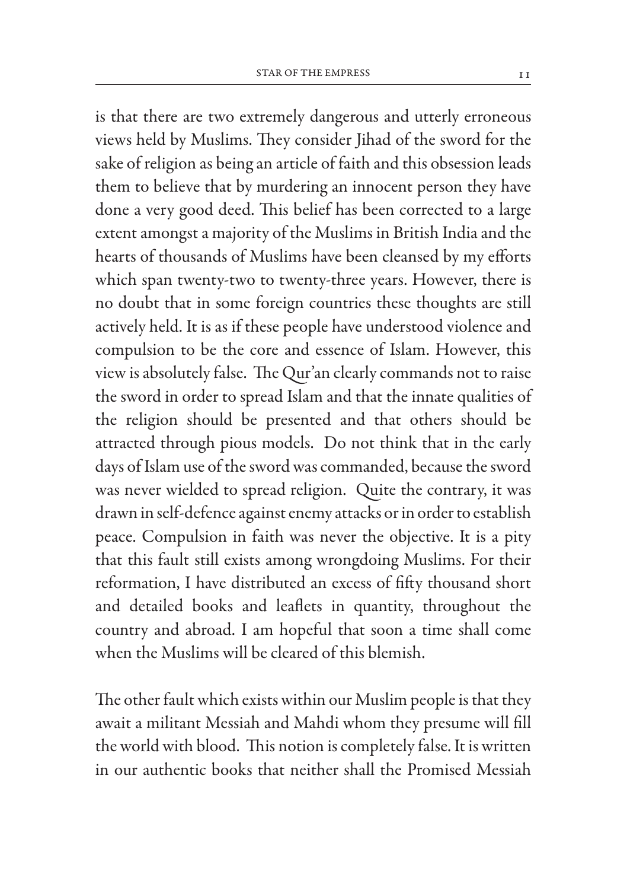is that there are two extremely dangerous and utterly erroneous views held by Muslims. They consider Jihad of the sword for the sake of religion as being an article of faith and this obsession leads them to believe that by murdering an innocent person they have done a very good deed. This belief has been corrected to a large extent amongst a majority of the Muslims in British India and the hearts of thousands of Muslims have been cleansed by my efforts which span twenty-two to twenty-three years. However, there is no doubt that in some foreign countries these thoughts are still actively held. It is as if these people have understood violence and compulsion to be the core and essence of Islam. However, this view is absolutely false. The Qur'an clearly commands not to raise the sword in order to spread Islam and that the innate qualities of the religion should be presented and that others should be attracted through pious models. Do not think that in the early days of Islam use of the sword was commanded, because the sword was never wielded to spread religion. Quite the contrary, it was drawn in self-defence against enemy attacks or in order to establish peace. Compulsion in faith was never the objective. It is a pity that this fault still exists among wrongdoing Muslims. For their reformation, I have distributed an excess of fifty thousand short and detailed books and leaflets in quantity, throughout the country and abroad. I am hopeful that soon a time shall come when the Muslims will be cleared of this blemish.

The other fault which exists within our Muslim people is that they await a militant Messiah and Mahdi whom they presume will fill the world with blood. This notion is completely false. It is written in our authentic books that neither shall the Promised Messiah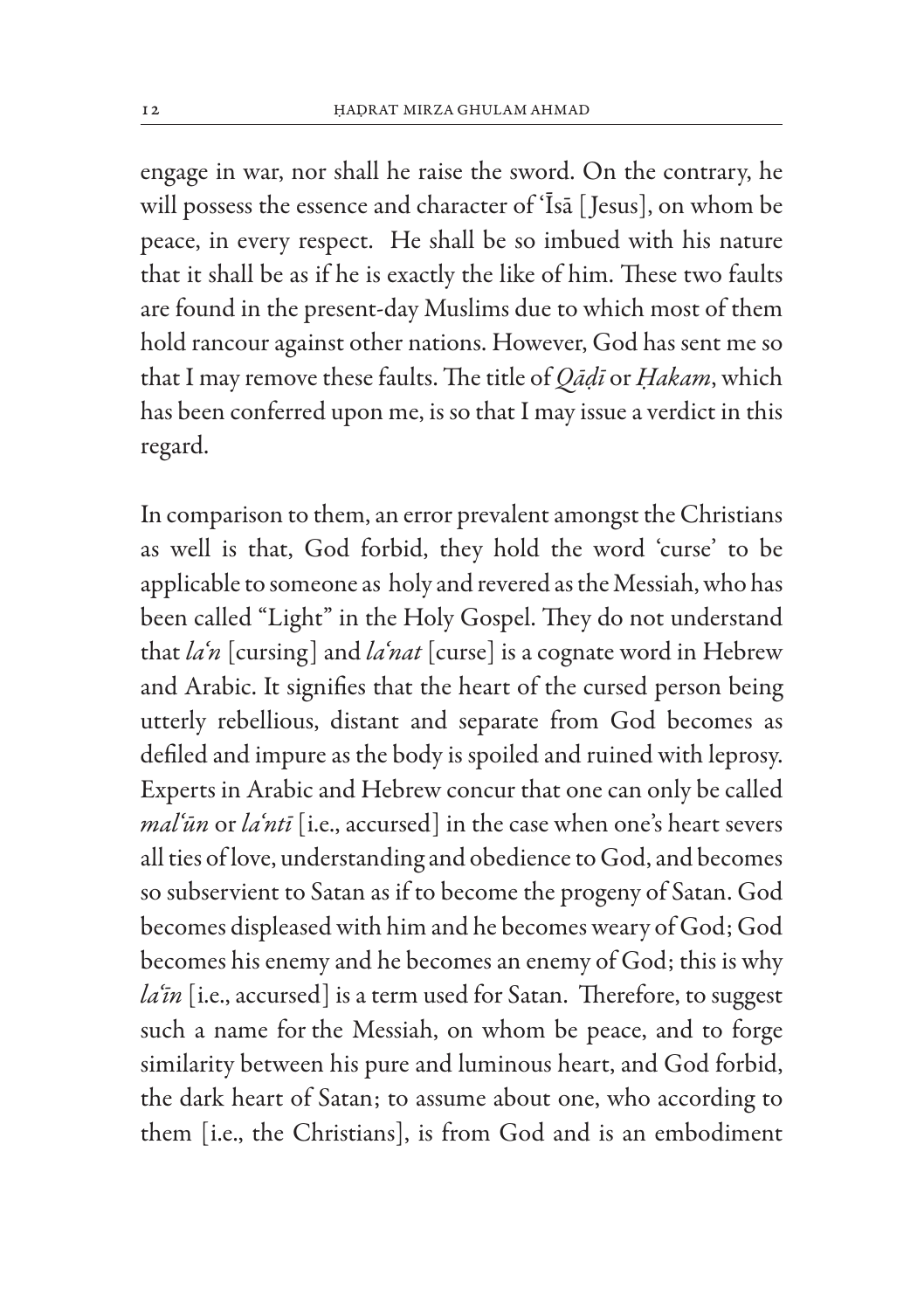engage in war, nor shall he raise the sword. On the contrary, he will possess the essence and character of 'Īsā [Jesus], on whom be peace, in every respect. He shall be so imbued with his nature that it shall be as if he is exactly the like of him. These two faults are found in the present-day Muslims due to which most of them hold rancour against other nations. However, God has sent me so that I may remove these faults. The title of *Qāḍī* or *Ḥakam*, which has been conferred upon me, is so that I may issue a verdict in this regard.

In comparison to them, an error prevalent amongst the Christians as well is that, God forbid, they hold the word 'curse' to be applicable to someone as holy and revered as the Messiah, who has been called "Light" in the Holy Gospel. They do not understand that *la'n* [cursing] and *la'nat* [curse] is a cognate word in Hebrew and Arabic. It signifies that the heart of the cursed person being utterly rebellious, distant and separate from God becomes as defiled and impure as the body is spoiled and ruined with leprosy. Experts in Arabic and Hebrew concur that one can only be called *mal'ūn* or *la'ntī* [i.e., accursed] in the case when one's heart severs all ties of love, understanding and obedience to God, and becomes so subservient to Satan as if to become the progeny of Satan. God becomes displeased with him and he becomes weary of God; God becomes his enemy and he becomes an enemy of God; this is why *la'īn* [i.e., accursed] is a term used for Satan. Therefore, to suggest such a name for the Messiah, on whom be peace, and to forge similarity between his pure and luminous heart, and God forbid, the dark heart of Satan; to assume about one, who according to them [i.e., the Christians], is from God and is an embodiment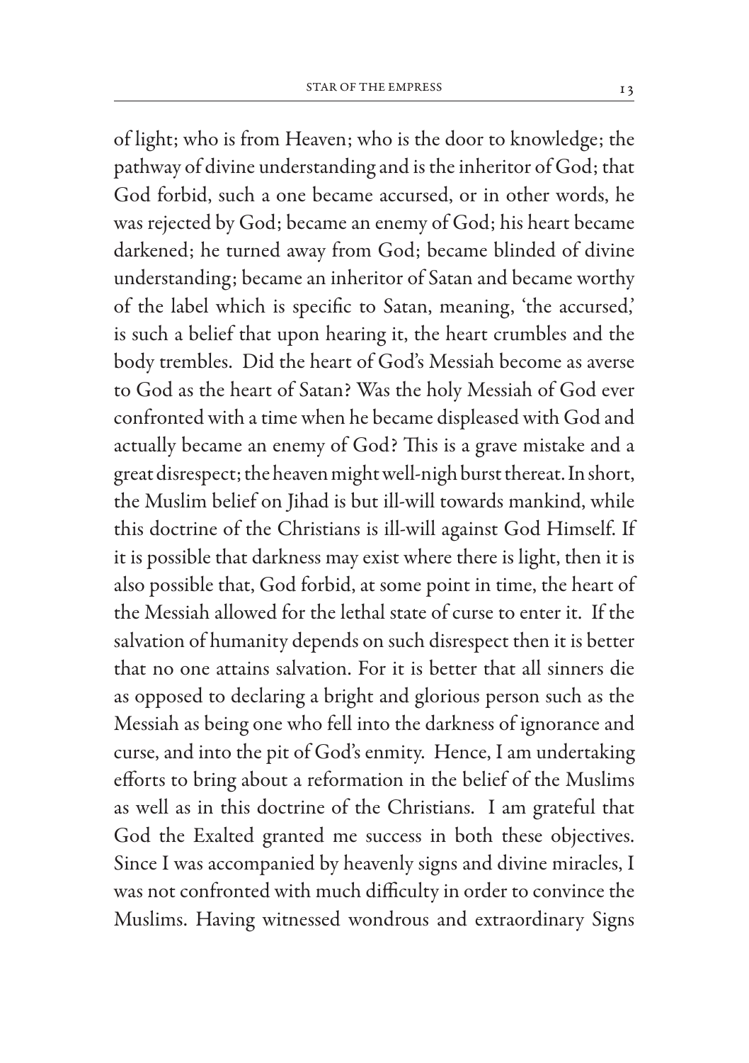of light; who is from Heaven; who is the door to knowledge; the pathway of divine understanding and is the inheritor of God; that God forbid, such a one became accursed, or in other words, he was rejected by God; became an enemy of God; his heart became darkened; he turned away from God; became blinded of divine understanding; became an inheritor of Satan and became worthy of the label which is specific to Satan, meaning, 'the accursed,' is such a belief that upon hearing it, the heart crumbles and the body trembles. Did the heart of God's Messiah become as averse to God as the heart of Satan? Was the holy Messiah of God ever confronted with a time when he became displeased with God and actually became an enemy of God? This is a grave mistake and a great disrespect; the heaven might well-nigh burst thereat. In short, the Muslim belief on Jihad is but ill-will towards mankind, while this doctrine of the Christians is ill-will against God Himself. If it is possible that darkness may exist where there is light, then it is also possible that, God forbid, at some point in time, the heart of the Messiah allowed for the lethal state of curse to enter it. If the salvation of humanity depends on such disrespect then it is better that no one attains salvation. For it is better that all sinners die as opposed to declaring a bright and glorious person such as the Messiah as being one who fell into the darkness of ignorance and curse, and into the pit of God's enmity. Hence, I am undertaking efforts to bring about a reformation in the belief of the Muslims as well as in this doctrine of the Christians. I am grateful that God the Exalted granted me success in both these objectives. Since I was accompanied by heavenly signs and divine miracles, I was not confronted with much difficulty in order to convince the Muslims. Having witnessed wondrous and extraordinary Signs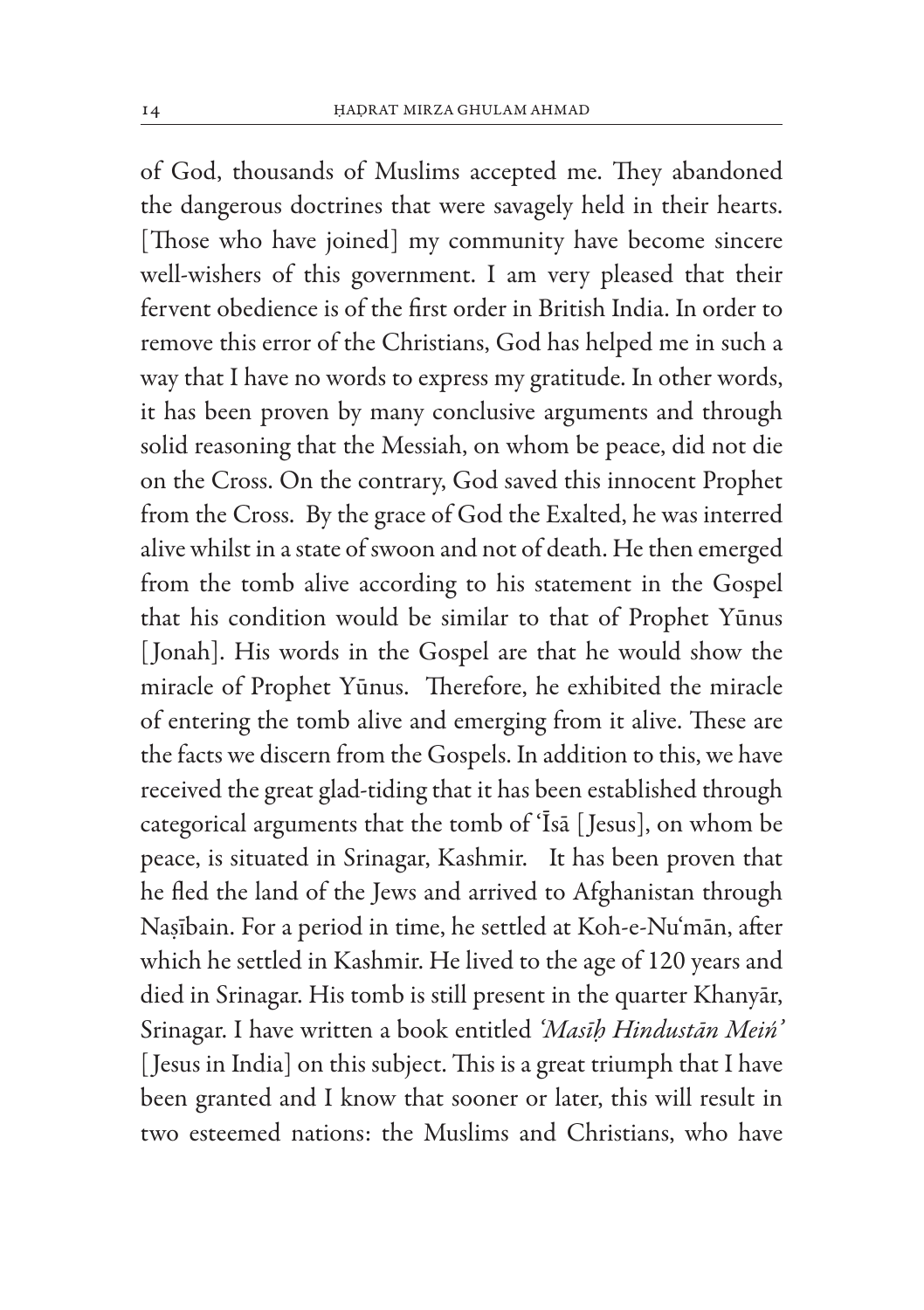of God, thousands of Muslims accepted me. They abandoned the dangerous doctrines that were savagely held in their hearts. [Those who have joined] my community have become sincere well-wishers of this government. I am very pleased that their fervent obedience is of the first order in British India. In order to remove this error of the Christians, God has helped me in such a way that I have no words to express my gratitude. In other words, it has been proven by many conclusive arguments and through solid reasoning that the Messiah, on whom be peace, did not die on the Cross. On the contrary, God saved this innocent Prophet from the Cross. By the grace of God the Exalted, he was interred alive whilst in a state of swoon and not of death. He then emerged from the tomb alive according to his statement in the Gospel that his condition would be similar to that of Prophet Yūnus [Jonah]. His words in the Gospel are that he would show the miracle of Prophet Yūnus. Therefore, he exhibited the miracle of entering the tomb alive and emerging from it alive. These are the facts we discern from the Gospels. In addition to this, we have received the great glad-tiding that it has been established through categorical arguments that the tomb of 'Īsā [Jesus], on whom be peace, is situated in Srinagar, Kashmir. It has been proven that he fled the land of the Jews and arrived to Afghanistan through Naṣībain. For a period in time, he settled at Koh-e-Nu'mān, after which he settled in Kashmir. He lived to the age of 120 years and died in Srinagar. His tomb is still present in the quarter Khanyār, Srinagar. I have written a book entitled *'Masīḥ Hindustān Meiṅ'* [Jesus in India] on this subject. This is a great triumph that I have been granted and I know that sooner or later, this will result in two esteemed nations: the Muslims and Christians, who have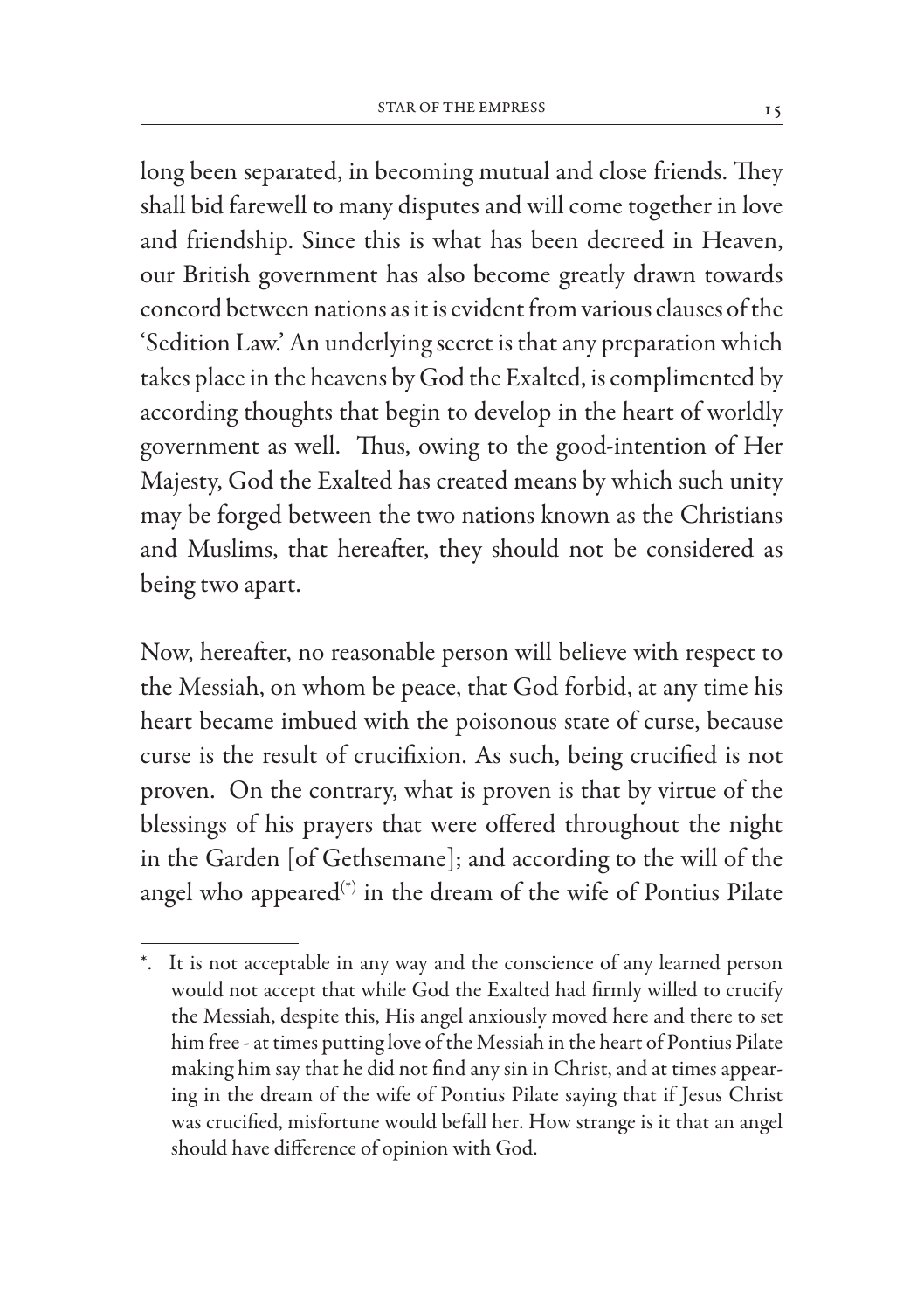long been separated, in becoming mutual and close friends. They shall bid farewell to many disputes and will come together in love and friendship. Since this is what has been decreed in Heaven, our British government has also become greatly drawn towards concord between nations as it is evident from various clauses of the 'Sedition Law.' An underlying secret is that any preparation which takes place in the heavens by God the Exalted, is complimented by according thoughts that begin to develop in the heart of worldly government as well. Thus, owing to the good-intention of Her Majesty, God the Exalted has created means by which such unity may be forged between the two nations known as the Christians and Muslims, that hereafter, they should not be considered as being two apart.

Now, hereafter, no reasonable person will believe with respect to the Messiah, on whom be peace, that God forbid, at any time his heart became imbued with the poisonous state of curse, because curse is the result of crucifixion. As such, being crucified is not proven. On the contrary, what is proven is that by virtue of the blessings of his prayers that were offered throughout the night in the Garden [of Gethsemane]; and according to the will of the angel who appeared(*) in the dream of the wife of Pontius Pilate

---

*. It is not acceptable in any way and the conscience of any learned person would not accept that while God the Exalted had firmly willed to crucify the Messiah, despite this, His angel anxiously moved here and there to set him free - at times putting love of the Messiah in the heart of Pontius Pilate making him say that he did not find any sin in Christ, and at times appearing in the dream of the wife of Pontius Pilate saying that if Jesus Christ was crucified, misfortune would befall her. How strange is it that an angel should have difference of opinion with God.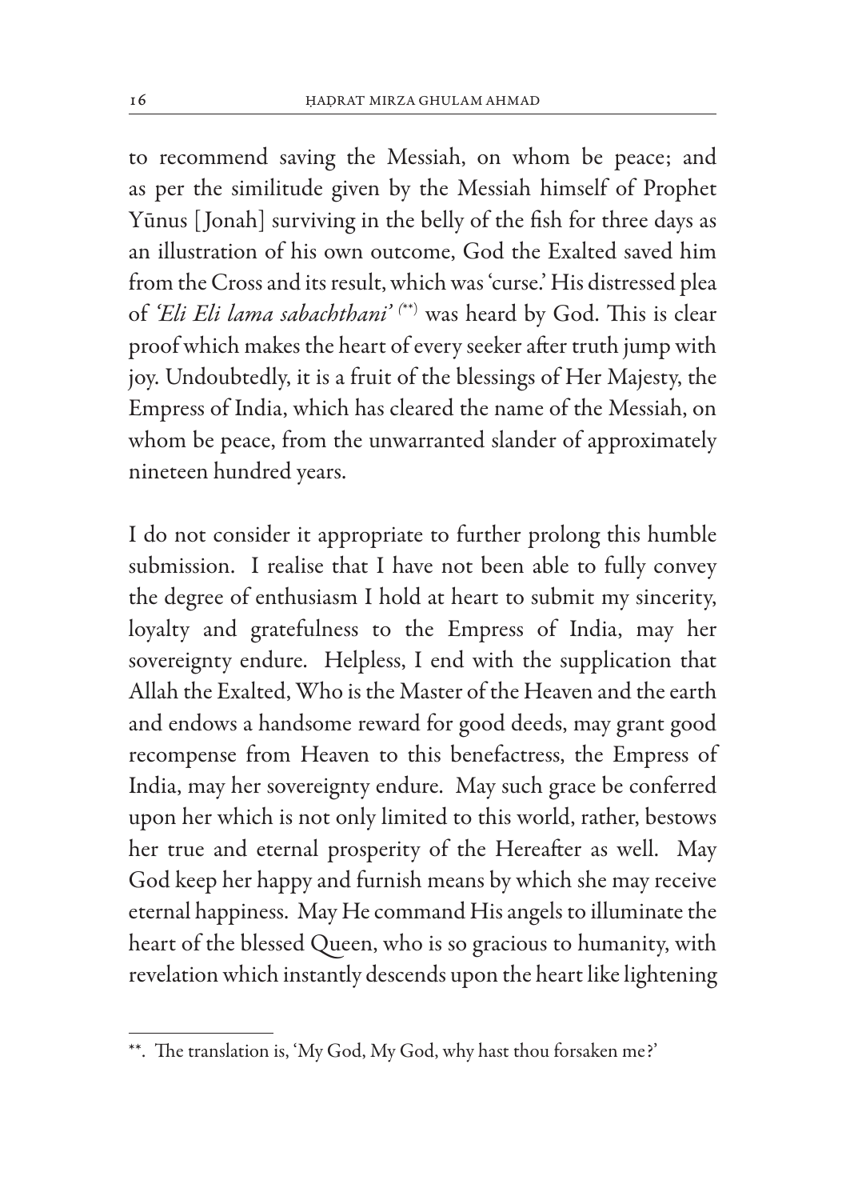to recommend saving the Messiah, on whom be peace; and as per the similitude given by the Messiah himself of Prophet Yūnus [Jonah] surviving in the belly of the fish for three days as an illustration of his own outcome, God the Exalted saved him from the Cross and its result, which was 'curse.' His distressed plea of *'Eli Eli lama sabachthani'* (**) was heard by God. This is clear proof which makes the heart of every seeker after truth jump with joy. Undoubtedly, it is a fruit of the blessings of Her Majesty, the Empress of India, which has cleared the name of the Messiah, on whom be peace, from the unwarranted slander of approximately nineteen hundred years.

I do not consider it appropriate to further prolong this humble submission. I realise that I have not been able to fully convey the degree of enthusiasm I hold at heart to submit my sincerity, loyalty and gratefulness to the Empress of India, may her sovereignty endure. Helpless, I end with the supplication that Allah the Exalted, Who is the Master of the Heaven and the earth and endows a handsome reward for good deeds, may grant good recompense from Heaven to this benefactress, the Empress of India, may her sovereignty endure. May such grace be conferred upon her which is not only limited to this world, rather, bestows her true and eternal prosperity of the Hereafter as well. May God keep her happy and furnish means by which she may receive eternal happiness. May He command His angels to illuminate the heart of the blessed Queen, who is so gracious to humanity, with revelation which instantly descends upon the heart like lightening

---

**. The translation is, 'My God, My God, why hast thou forsaken me?'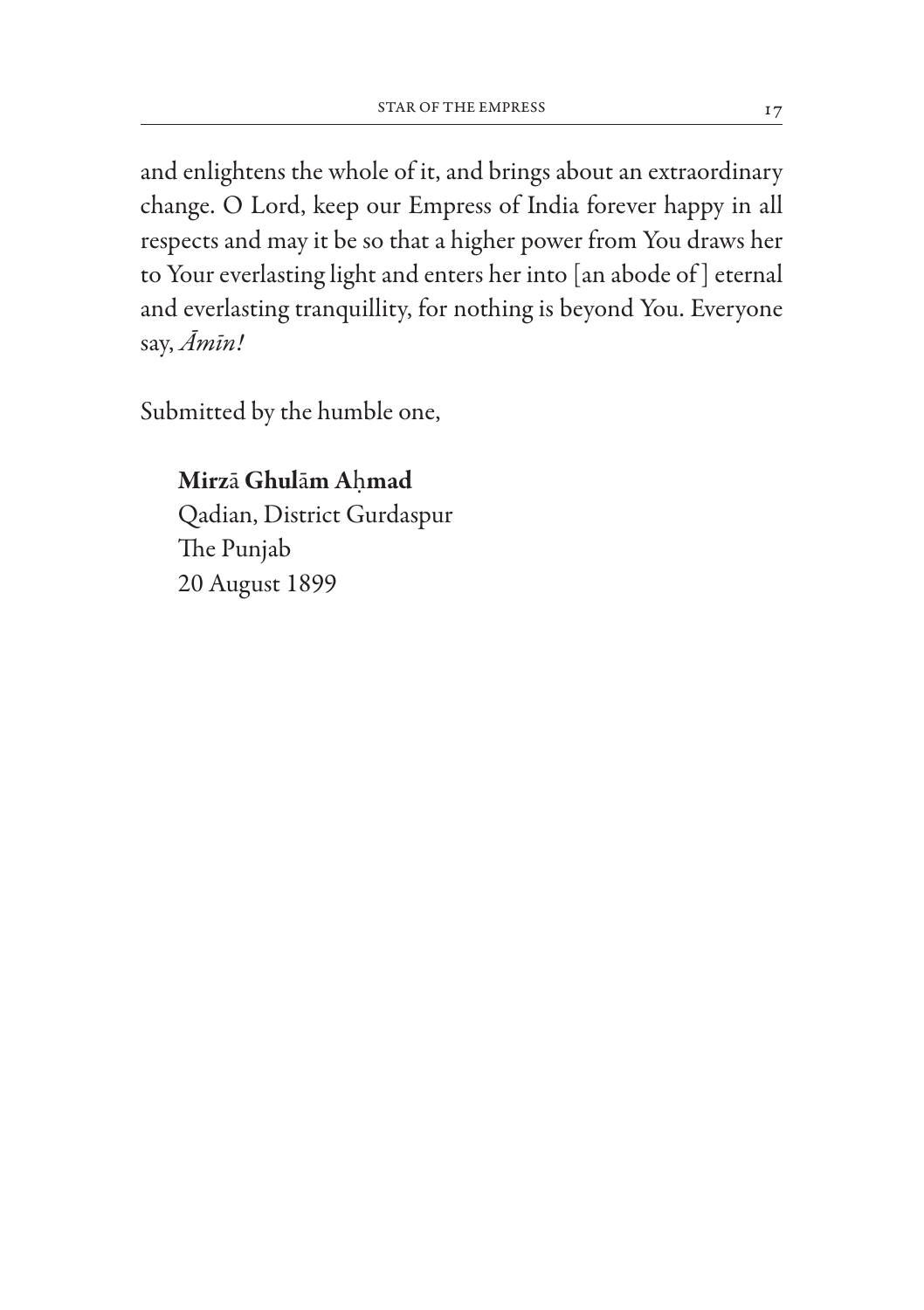and enlightens the whole of it, and brings about an extraordinary change. O Lord, keep our Empress of India forever happy in all respects and may it be so that a higher power from You draws her to Your everlasting light and enters her into [an abode of] eternal and everlasting tranquillity, for nothing is beyond You. Everyone say, *Āmīn!*

Submitted by the humble one,

**Mirzā Ghulām Aḥmad**
Qadian, District Gurdaspur
The Punjab
20 August 1899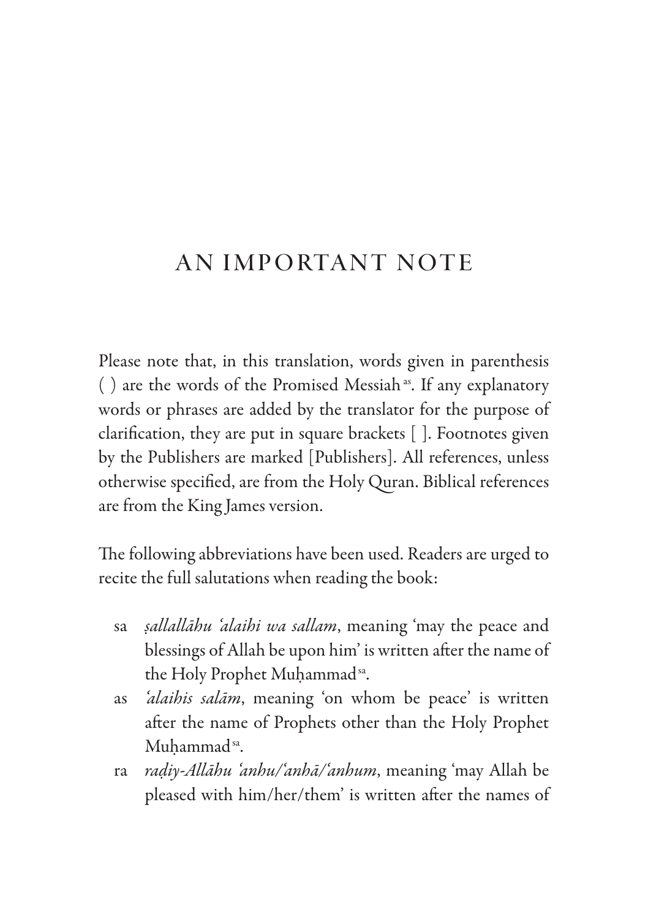# AN IMPORTANT NOTE

Please note that, in this translation, words given in parenthesis ( ) are the words of the Promised Messiah[as]. If any explanatory words or phrases are added by the translator for the purpose of clarification, they are put in square brackets [ ]. Footnotes given by the Publishers are marked [Publishers]. All references, unless otherwise specified, are from the Holy Quran. Biblical references are from the King James version.

The following abbreviations have been used. Readers are urged to recite the full salutations when reading the book:

- sa *ṣallallāhu ʿalaihi wa sallam*, meaning 'may the peace and blessings of Allah be upon him' is written after the name of the Holy Prophet Muḥammad[sa].
- as *ʿalaihis salām*, meaning 'on whom be peace' is written after the name of Prophets other than the Holy Prophet Muḥammad[sa].
- ra *raḍiy-Allāhu ʿanhu/ʿanhā/ʿanhum*, meaning 'may Allah be pleased with him/her/them' is written after the names of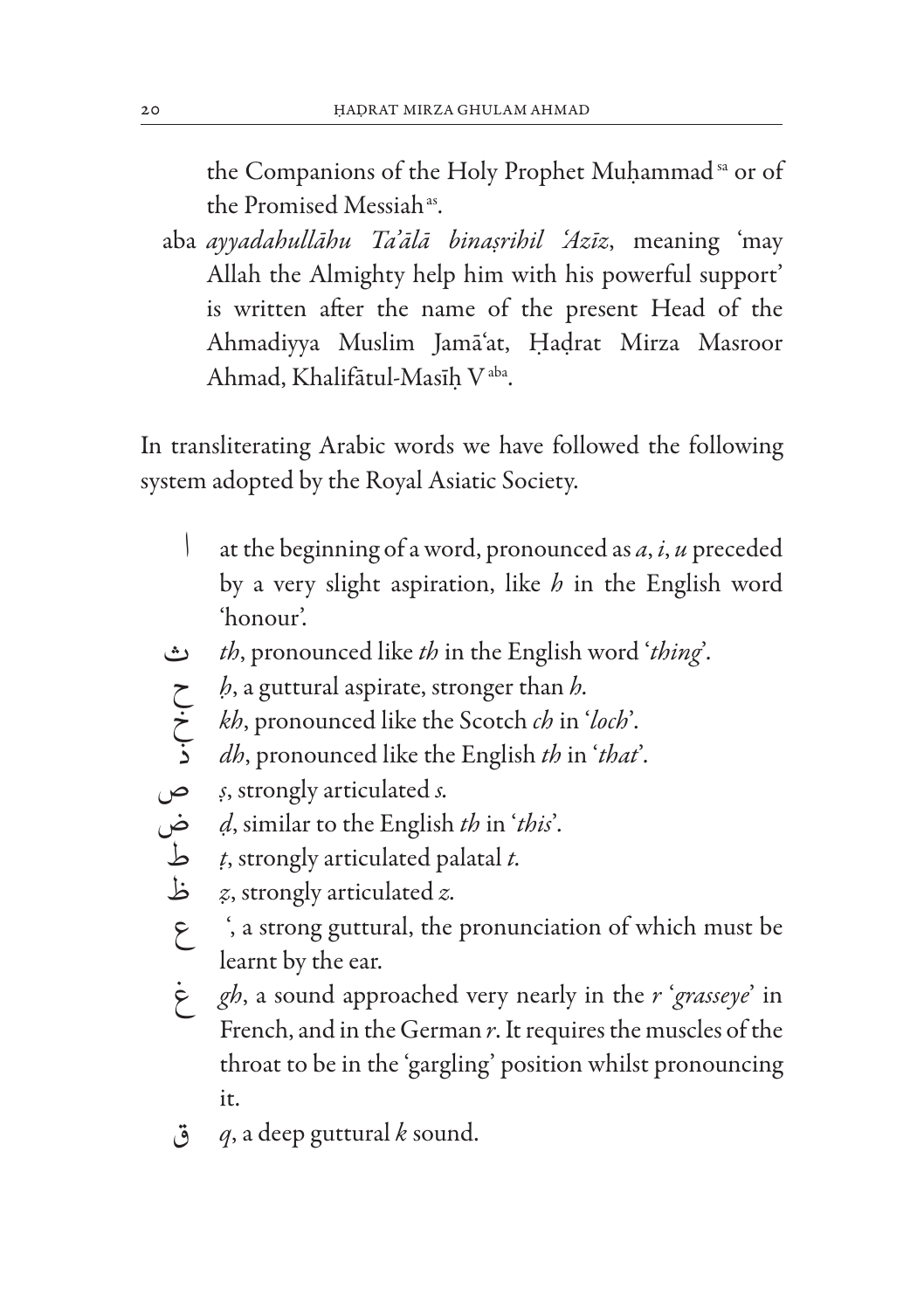the Companions of the Holy Prophet Muḥammad[sa] or of the Promised Messiah[as].

aba *ayyadahullāhu Ta'ālā binaṣrihil 'Azīz*, meaning 'may Allah the Almighty help him with his powerful support' is written after the name of the present Head of the Ahmadiyya Muslim Jamā'at, Ḥaḍrat Mirza Masroor Ahmad, Khalīfatul-Masīḥ V[aba].

In transliterating Arabic words we have followed the following system adopted by the Royal Asiatic Society.

- ا at the beginning of a word, pronounced as *a*, *i*, *u* preceded by a very slight aspiration, like *h* in the English word 'honour'.
- ث *th*, pronounced like *th* in the English word '*thing*'.
- ح *ḥ*, a guttural aspirate, stronger than *h*.
- خ *kh*, pronounced like the Scotch *ch* in '*loch*'.
- ذ *dh*, pronounced like the English *th* in '*that*'.
- ص *ṣ*, strongly articulated *s*.
- ض *ḍ*, similar to the English *th* in '*this*'.
- ط *ṭ*, strongly articulated palatal *t*.
- ظ *ẓ*, strongly articulated *z*.
- ع ', a strong guttural, the pronunciation of which must be learnt by the ear.
- غ *gh*, a sound approached very nearly in the *r* '*grasseye*' in French, and in the German *r*. It requires the muscles of the throat to be in the 'gargling' position whilst pronouncing it.
- ق *q*, a deep guttural *k* sound.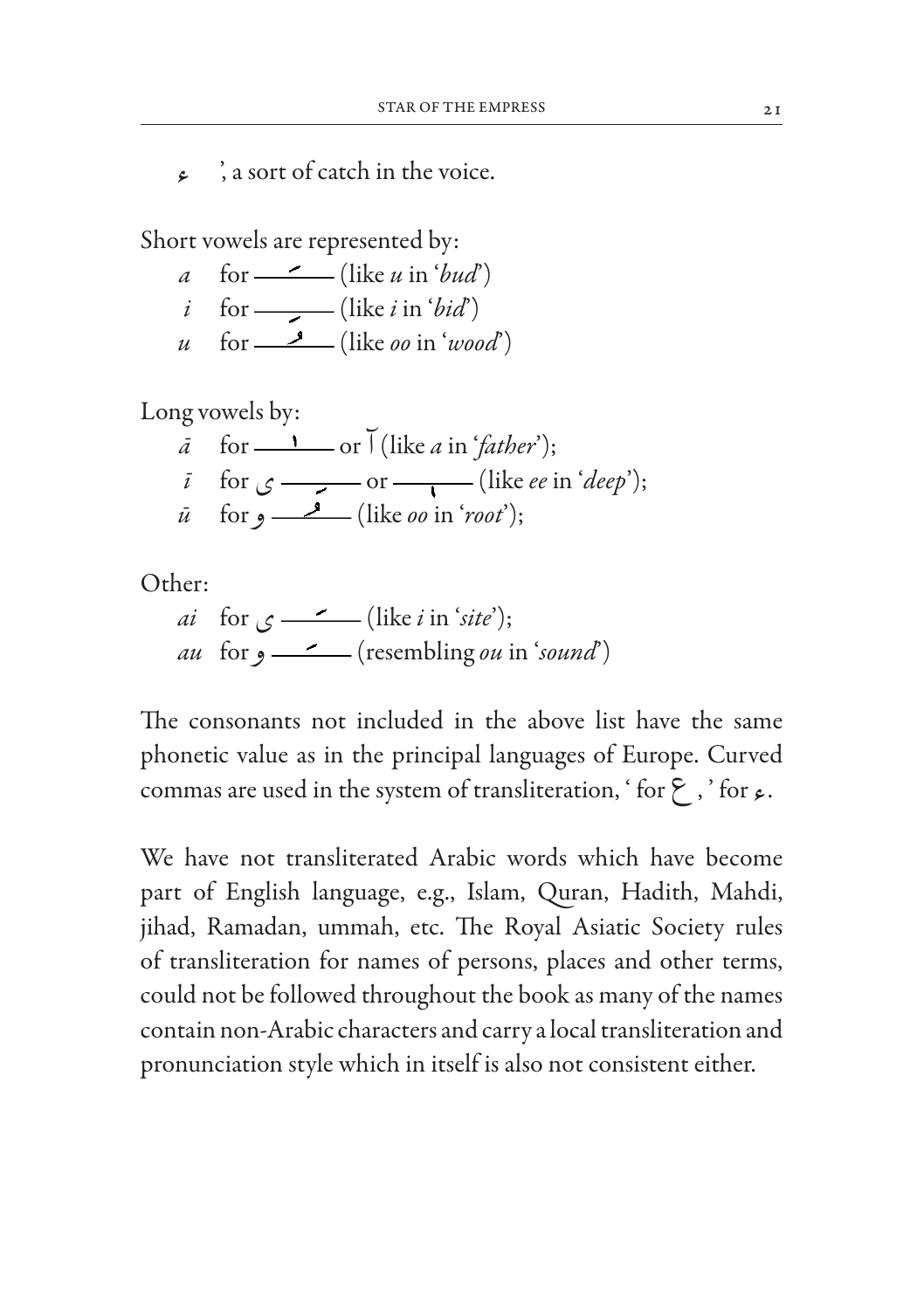ء ’, a sort of catch in the voice.

Short vowels are represented by:

- *a* for ـَـ (like *u* in ‘*bud*’)
- *i* for ـِـ (like *i* in ‘*bid*’)
- *u* for ـُـ (like *oo* in ‘*wood*’)

Long vowels by:

- *ā* for ـا or آ (like *a* in ‘*father*’);
- *ī* for ی ـِـ or ـٖـ (like *ee* in ‘*deep*’);
- *ū* for و ـُـ (like *oo* in ‘*root*’);

Other:

- *ai* for ی ـَـ (like *i* in ‘*site*’);
- *au* for و ـَـ (resembling *ou* in ‘*sound*’)

The consonants not included in the above list have the same phonetic value as in the principal languages of Europe. Curved commas are used in the system of transliteration, ‘ for ع , ’ for ء.

We have not transliterated Arabic words which have become part of English language, e.g., Islam, Quran, Hadith, Mahdi, jihad, Ramadan, ummah, etc. The Royal Asiatic Society rules of transliteration for names of persons, places and other terms, could not be followed throughout the book as many of the names contain non-Arabic characters and carry a local transliteration and pronunciation style which in itself is also not consistent either.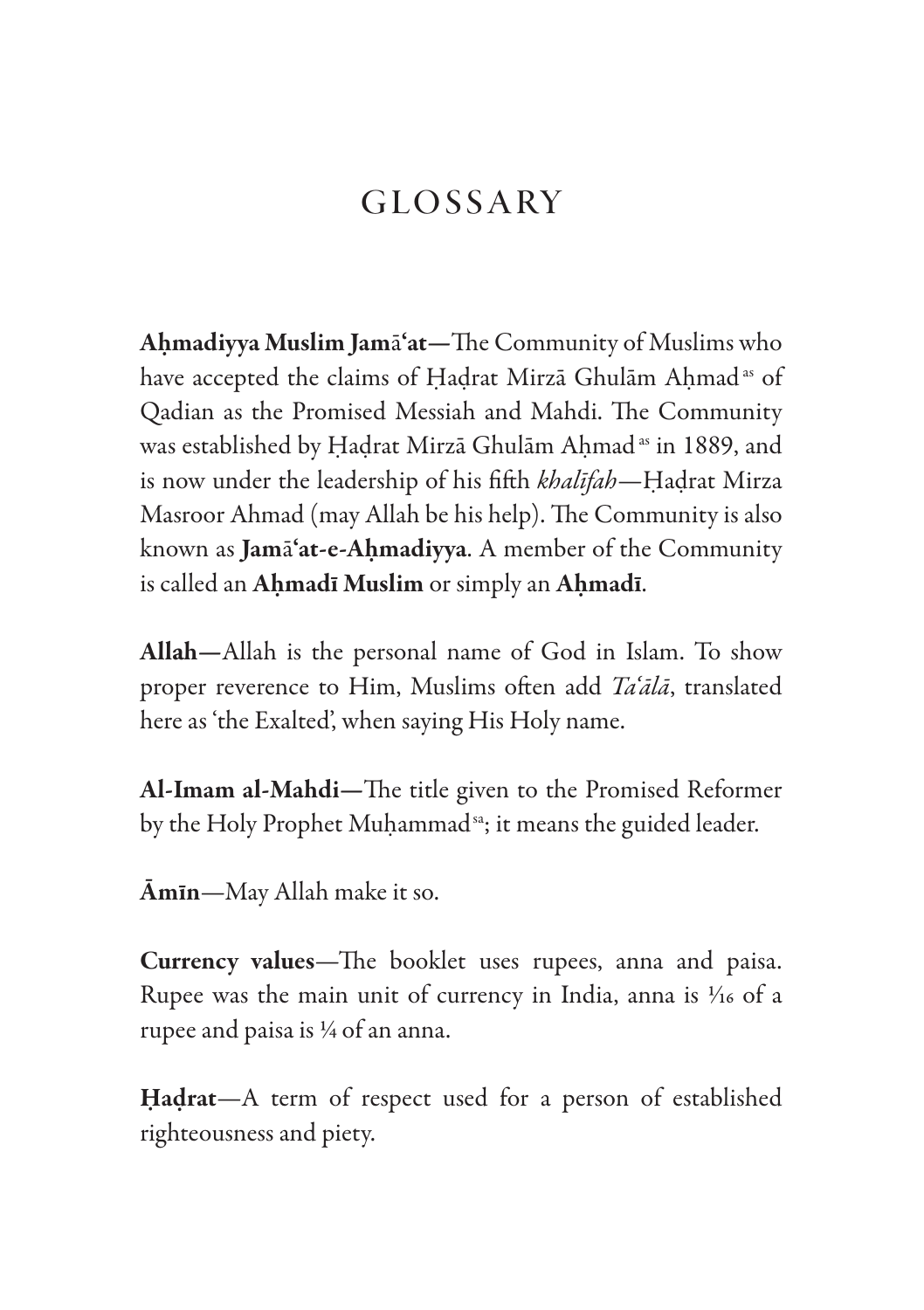# GLOSSARY

**Aḥmadiyya Muslim Jamāʻat—**The Community of Muslims who have accepted the claims of Ḥaḍrat Mirzā Ghulām Aḥmad[as] of Qadian as the Promised Messiah and Mahdi. The Community was established by Ḥaḍrat Mirzā Ghulām Aḥmad[as] in 1889, and is now under the leadership of his fifth *khalīfah*—Ḥaḍrat Mirza Masroor Ahmad (may Allah be his help). The Community is also known as **Jamāʻat-e-Aḥmadiyya**. A member of the Community is called an **Aḥmadī Muslim** or simply an **Aḥmadī**.

**Allah—**Allah is the personal name of God in Islam. To show proper reverence to Him, Muslims often add *Taʻālā*, translated here as 'the Exalted', when saying His Holy name.

**Al-Imam al-Mahdi—**The title given to the Promised Reformer by the Holy Prophet Muḥammad[sa]; it means the guided leader.

**Āmīn**—May Allah make it so.

**Currency values**—The booklet uses rupees, anna and paisa. Rupee was the main unit of currency in India, anna is 1⁄16 of a rupee and paisa is ¼ of an anna.

**Ḥaḍrat**—A term of respect used for a person of established righteousness and piety.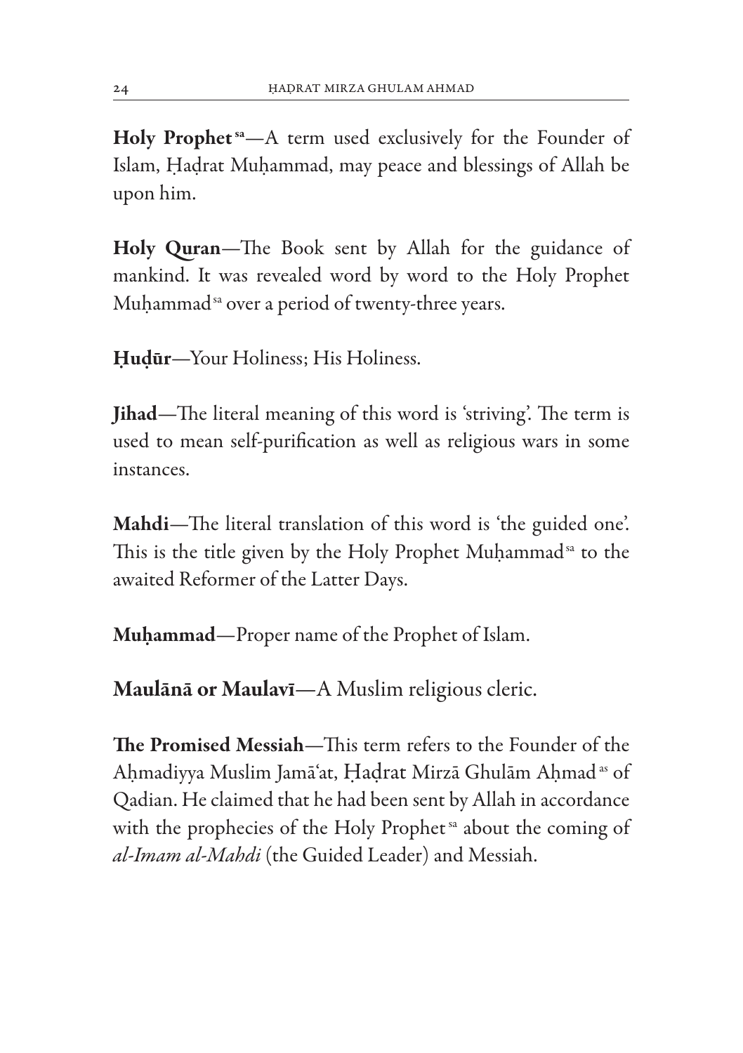**Holy Prophet** [sa]—A term used exclusively for the Founder of Islam, Ḥaḍrat Muḥammad, may peace and blessings of Allah be upon him.

**Holy Quran**—The Book sent by Allah for the guidance of mankind. It was revealed word by word to the Holy Prophet Muḥammad [sa] over a period of twenty-three years.

**Ḥuḍūr**—Your Holiness; His Holiness.

**Jihad**—The literal meaning of this word is 'striving'. The term is used to mean self-purification as well as religious wars in some instances.

**Mahdi**—The literal translation of this word is 'the guided one'. This is the title given by the Holy Prophet Muḥammad [sa] to the awaited Reformer of the Latter Days.

**Muḥammad**—Proper name of the Prophet of Islam.

**Maulānā or Maulavī**—A Muslim religious cleric.

**The Promised Messiah**—This term refers to the Founder of the Aḥmadiyya Muslim Jamā'at, Ḥaḍrat Mirzā Ghulām Aḥmad [as] of Qadian. He claimed that he had been sent by Allah in accordance with the prophecies of the Holy Prophet [sa] about the coming of *al-Imam al-Mahdi* (the Guided Leader) and Messiah.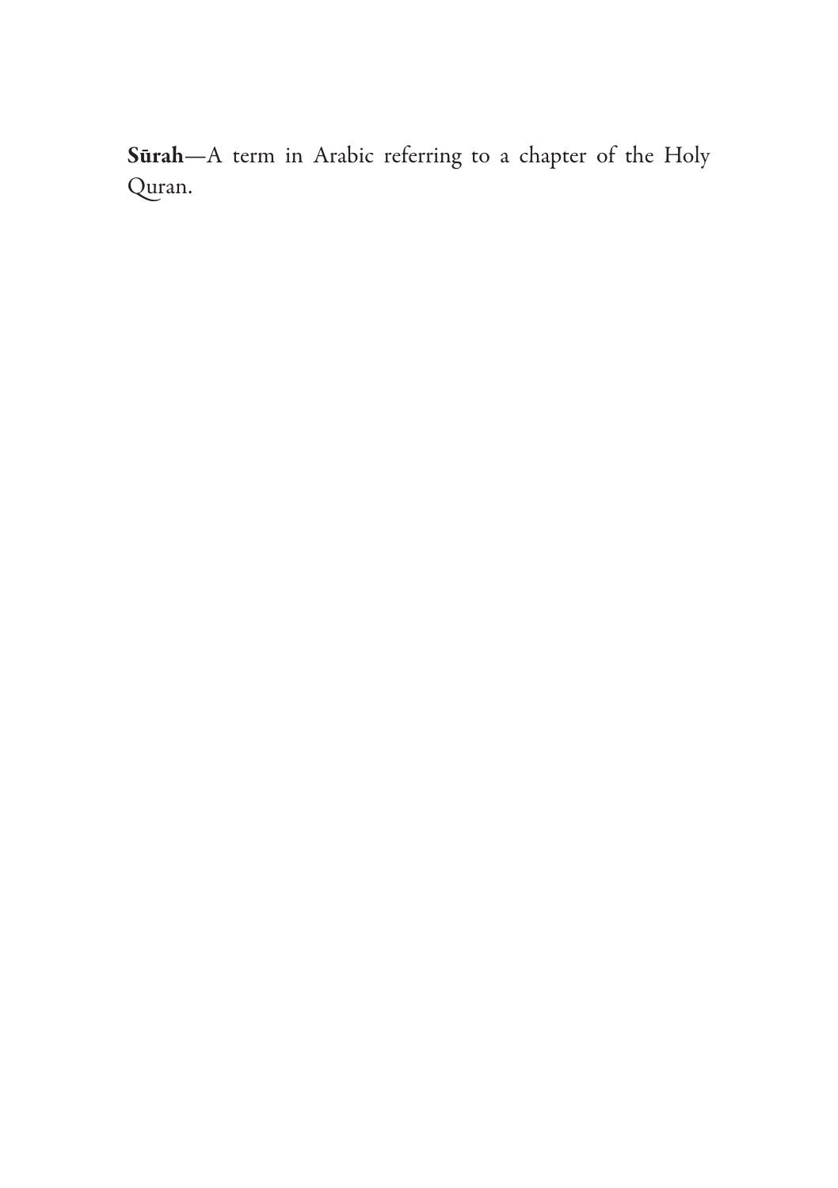**Sūrah**—A term in Arabic referring to a chapter of the Holy Quran.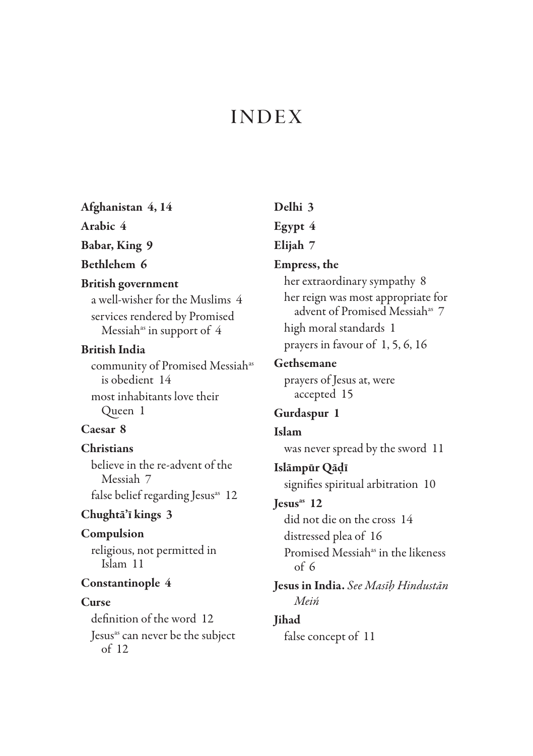# INDEX

**Afghanistan** 4, 14

**Arabic** 4

**Babar, King** 9

**Bethlehem** 6

**British government**
- a well-wisher for the Muslims 4
- services rendered by Promised Messiah[as] in support of 4

**British India**
- community of Promised Messiah[as] is obedient 14
- most inhabitants love their Queen 1

**Caesar** 8

**Christians**
- believe in the re-advent of the Messiah 7
- false belief regarding Jesus[as] 12

**Chughtā'ī kings** 3

**Compulsion**
- religious, not permitted in Islam 11

**Constantinople** 4

**Curse**
- definition of the word 12
- Jesus[as] can never be the subject of 12

**Delhi** 3

**Egypt** 4

**Elijah** 7

**Empress, the**
- her extraordinary sympathy 8
- her reign was most appropriate for advent of Promised Messiah[as] 7
- high moral standards 1
- prayers in favour of 1, 5, 6, 16

**Gethsemane**
- prayers of Jesus at, were accepted 15

**Gurdaspur** 1

**Islam**
- was never spread by the sword 11

**Islāmpūr Qāḍī**
- signifies spiritual arbitration 10

**Jesus[as]** 12
- did not die on the cross 14
- distressed plea of 16
- Promised Messiah[as] in the likeness of 6

**Jesus in India.** *See Masīḥ Hindustān Meiń*

**Jihad**
- false concept of 11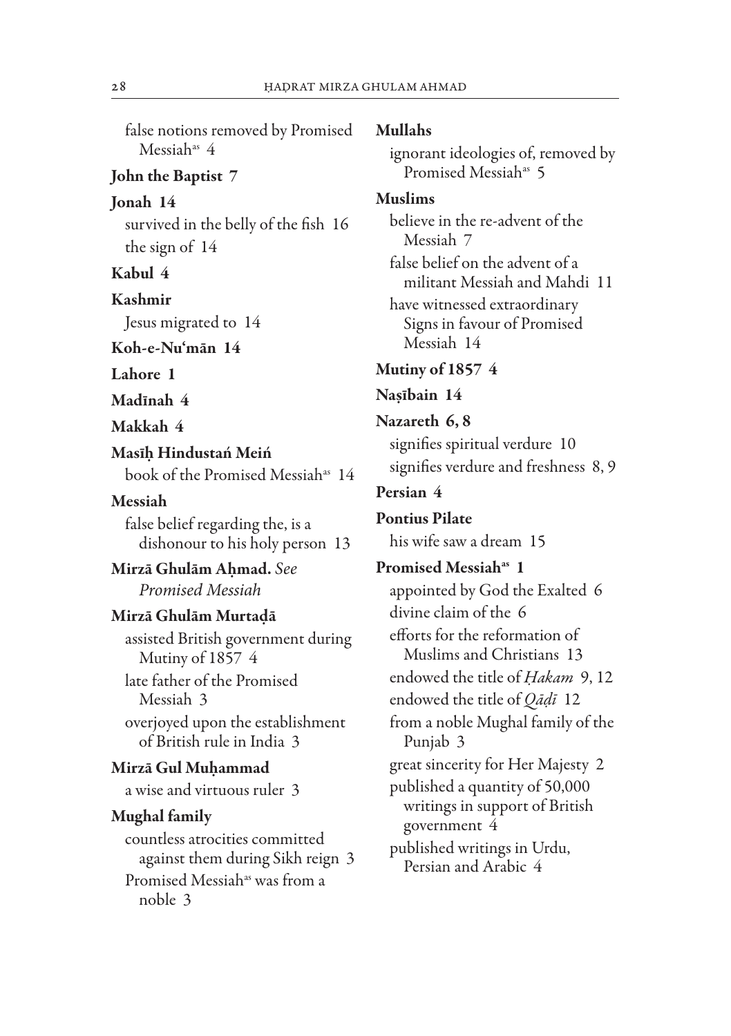false notions removed by Promised Messiah[as] 4

**John the Baptist** 7

**Jonah** 14
survived in the belly of the fish 16
the sign of 14

**Kabul** 4

**Kashmir**
Jesus migrated to 14

**Koh-e-Nu'mān** 14

**Lahore** 1

**Madīnah** 4

**Makkah** 4

**Masīḥ Hindustań Meiń**
book of the Promised Messiah[as] 14

**Messiah**
false belief regarding the, is a dishonour to his holy person 13

**Mirzā Ghulām Aḥmad.** *See Promised Messiah*

**Mirzā Ghulām Murtaḍā**
assisted British government during Mutiny of 1857 4
late father of the Promised Messiah 3
overjoyed upon the establishment of British rule in India 3

**Mirzā Gul Muḥammad**
a wise and virtuous ruler 3

**Mughal family**
countless atrocities committed against them during Sikh reign 3
Promised Messiah[as] was from a noble 3

**Mullahs**
ignorant ideologies of, removed by Promised Messiah[as] 5

**Muslims**
believe in the re-advent of the Messiah 7
false belief on the advent of a militant Messiah and Mahdi 11
have witnessed extraordinary Signs in favour of Promised Messiah 14

**Mutiny of 1857** 4

**Naṣībain** 14

**Nazareth** 6, 8
signifies spiritual verdure 10
signifies verdure and freshness 8, 9

**Persian** 4

**Pontius Pilate**
his wife saw a dream 15

**Promised Messiah[as]** 1
appointed by God the Exalted 6
divine claim of the 6
efforts for the reformation of Muslims and Christians 13
endowed the title of *Ḥakam* 9, 12
endowed the title of *Qāḍī* 12
from a noble Mughal family of the Punjab 3
great sincerity for Her Majesty 2
published a quantity of 50,000 writings in support of British government 4
published writings in Urdu, Persian and Arabic 4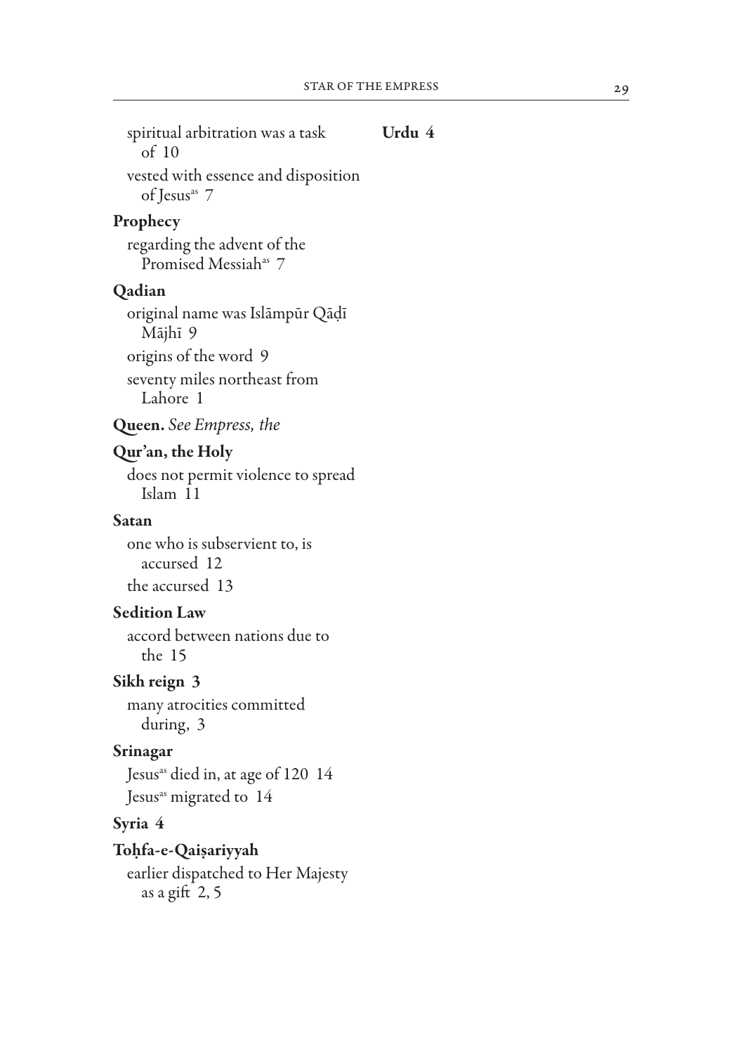spiritual arbitration was a task of 10

vested with essence and disposition of Jesus[as] 7

**Prophecy**

regarding the advent of the Promised Messiah[as] 7

**Qadian**

original name was Islāmpūr Qāḍī Mājhī 9

origins of the word 9

seventy miles northeast from Lahore 1

**Queen.** *See Empress, the*

**Qur'an, the Holy**

does not permit violence to spread Islam 11

**Satan**

one who is subservient to, is accursed 12

the accursed 13

**Sedition Law**

accord between nations due to the 15

**Sikh reign 3**

many atrocities committed during, 3

**Srinagar**

Jesus[as] died in, at age of 120 14

Jesus[as] migrated to 14

**Syria 4**

**Toḥfa-e-Qaiṣariyyah**

earlier dispatched to Her Majesty as a gift 2, 5

**Urdu 4**